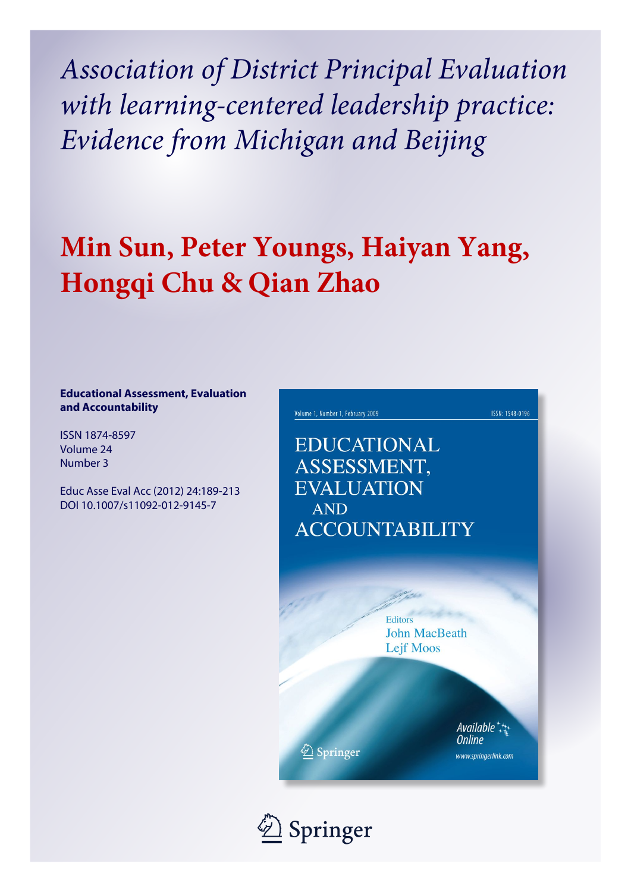# *Association of District Principal Evaluation with learning-centered leadership practice: Evidence from Michigan and Beijing*

## Min Sun, Peter Youngs, Haiyan Yang, Hongqi Chu & Qian Zhao

**Educational Assessment, Evaluation and Accountability**

ISSN 1874-8597
Volume 24
Number 3

Educ Asse Eval Acc (2012) 24:189-213
DOI 10.1007/s11092-012-9145-7

Volume 1, Number 1, February 2009 ISSN: 1548-0196

EDUCATIONAL ASSESSMENT, EVALUATION AND ACCOUNTABILITY

Editors
John MacBeath
Lejf Moos

Springer

Available Online
www.springerlink.com

Springer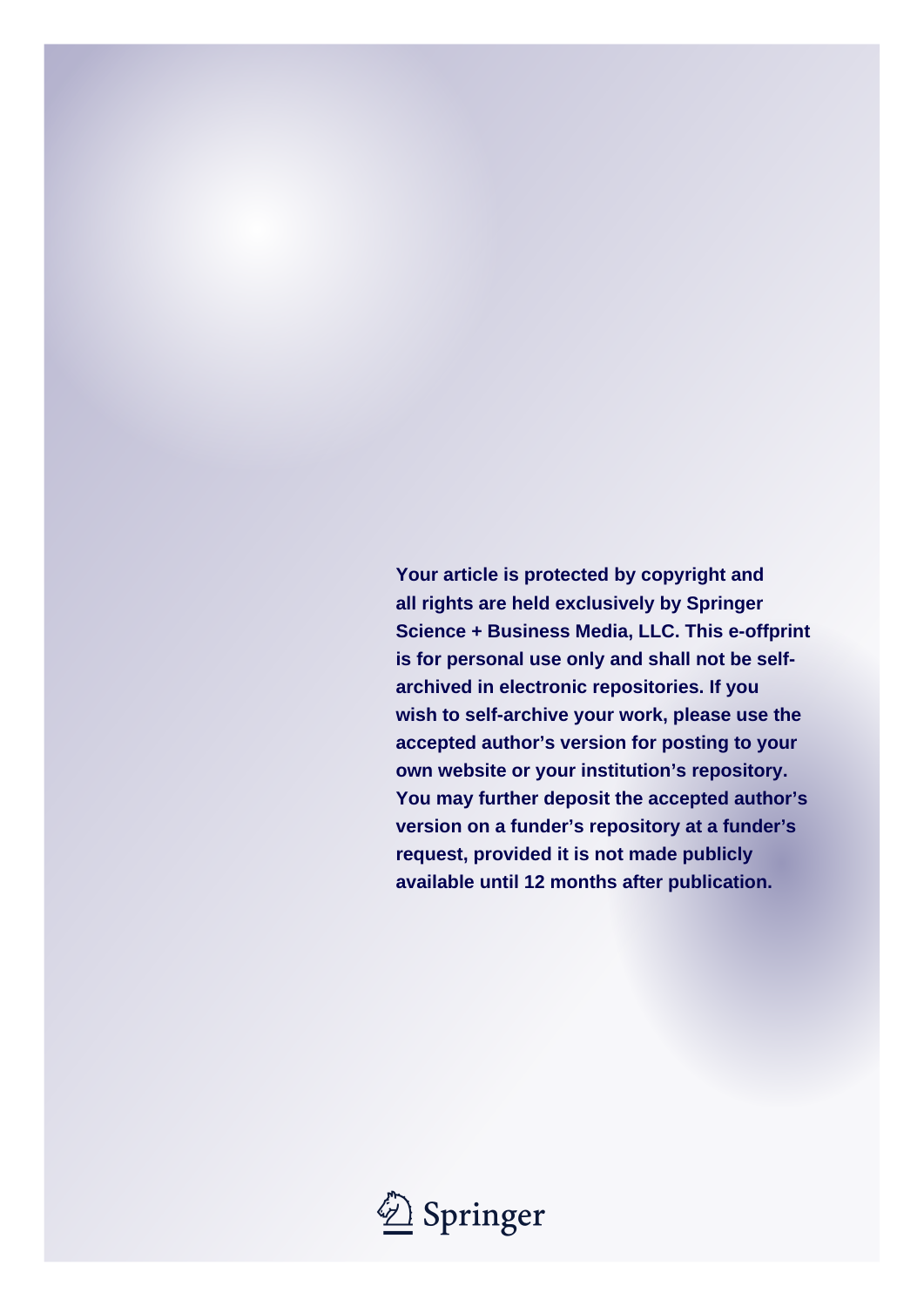**Your article is protected by copyright and all rights are held exclusively by Springer Science + Business Media, LLC. This e-offprint is for personal use only and shall not be self-archived in electronic repositories. If you wish to self-archive your work, please use the accepted author's version for posting to your own website or your institution's repository. You may further deposit the accepted author's version on a funder's repository at a funder's request, provided it is not made publicly available until 12 months after publication.**

Springer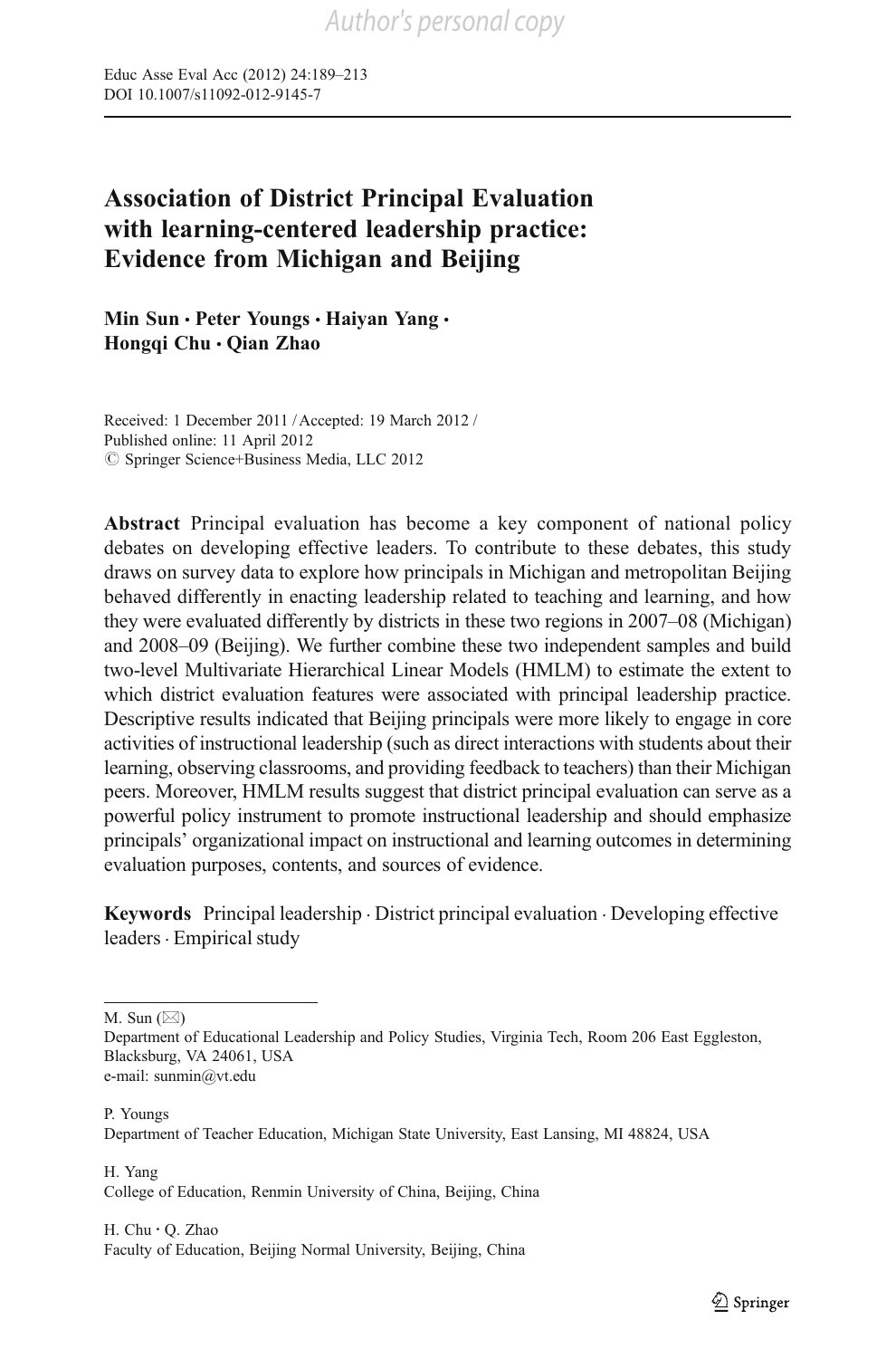# Association of District Principal Evaluation with learning-centered leadership practice: Evidence from Michigan and Beijing

**Min Sun · Peter Youngs · Haiyan Yang · Hongqi Chu · Qian Zhao**

Received: 1 December 2011 / Accepted: 19 March 2012 /
Published online: 11 April 2012
© Springer Science+Business Media, LLC 2012

**Abstract** Principal evaluation has become a key component of national policy debates on developing effective leaders. To contribute to these debates, this study draws on survey data to explore how principals in Michigan and metropolitan Beijing behaved differently in enacting leadership related to teaching and learning, and how they were evaluated differently by districts in these two regions in 2007–08 (Michigan) and 2008–09 (Beijing). We further combine these two independent samples and build two-level Multivariate Hierarchical Linear Models (HMLM) to estimate the extent to which district evaluation features were associated with principal leadership practice. Descriptive results indicated that Beijing principals were more likely to engage in core activities of instructional leadership (such as direct interactions with students about their learning, observing classrooms, and providing feedback to teachers) than their Michigan peers. Moreover, HMLM results suggest that district principal evaluation can serve as a powerful policy instrument to promote instructional leadership and should emphasize principals' organizational impact on instructional and learning outcomes in determining evaluation purposes, contents, and sources of evidence.

**Keywords** Principal leadership · District principal evaluation · Developing effective leaders · Empirical study

---

M. Sun (✉)
Department of Educational Leadership and Policy Studies, Virginia Tech, Room 206 East Eggleston, Blacksburg, VA 24061, USA
e-mail: sunmin@vt.edu

P. Youngs
Department of Teacher Education, Michigan State University, East Lansing, MI 48824, USA

H. Yang
College of Education, Renmin University of China, Beijing, China

H. Chu · Q. Zhao
Faculty of Education, Beijing Normal University, Beijing, China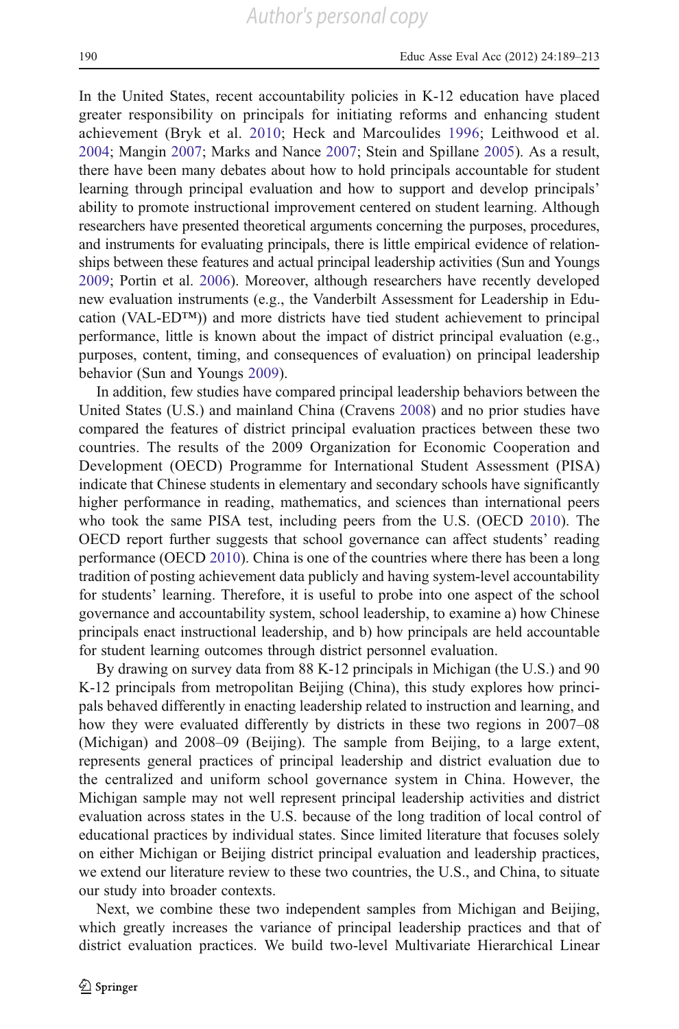In the United States, recent accountability policies in K-12 education have placed greater responsibility on principals for initiating reforms and enhancing student achievement (Bryk et al. 2010; Heck and Marcoulides 1996; Leithwood et al. 2004; Mangin 2007; Marks and Nance 2007; Stein and Spillane 2005). As a result, there have been many debates about how to hold principals accountable for student learning through principal evaluation and how to support and develop principals' ability to promote instructional improvement centered on student learning. Although researchers have presented theoretical arguments concerning the purposes, procedures, and instruments for evaluating principals, there is little empirical evidence of relationships between these features and actual principal leadership activities (Sun and Youngs 2009; Portin et al. 2006). Moreover, although researchers have recently developed new evaluation instruments (e.g., the Vanderbilt Assessment for Leadership in Education (VAL-ED™)) and more districts have tied student achievement to principal performance, little is known about the impact of district principal evaluation (e.g., purposes, content, timing, and consequences of evaluation) on principal leadership behavior (Sun and Youngs 2009).

In addition, few studies have compared principal leadership behaviors between the United States (U.S.) and mainland China (Cravens 2008) and no prior studies have compared the features of district principal evaluation practices between these two countries. The results of the 2009 Organization for Economic Cooperation and Development (OECD) Programme for International Student Assessment (PISA) indicate that Chinese students in elementary and secondary schools have significantly higher performance in reading, mathematics, and sciences than international peers who took the same PISA test, including peers from the U.S. (OECD 2010). The OECD report further suggests that school governance can affect students' reading performance (OECD 2010). China is one of the countries where there has been a long tradition of posting achievement data publicly and having system-level accountability for students' learning. Therefore, it is useful to probe into one aspect of the school governance and accountability system, school leadership, to examine a) how Chinese principals enact instructional leadership, and b) how principals are held accountable for student learning outcomes through district personnel evaluation.

By drawing on survey data from 88 K-12 principals in Michigan (the U.S.) and 90 K-12 principals from metropolitan Beijing (China), this study explores how principals behaved differently in enacting leadership related to instruction and learning, and how they were evaluated differently by districts in these two regions in 2007–08 (Michigan) and 2008–09 (Beijing). The sample from Beijing, to a large extent, represents general practices of principal leadership and district evaluation due to the centralized and uniform school governance system in China. However, the Michigan sample may not well represent principal leadership activities and district evaluation across states in the U.S. because of the long tradition of local control of educational practices by individual states. Since limited literature that focuses solely on either Michigan or Beijing district principal evaluation and leadership practices, we extend our literature review to these two countries, the U.S., and China, to situate our study into broader contexts.

Next, we combine these two independent samples from Michigan and Beijing, which greatly increases the variance of principal leadership practices and that of district evaluation practices. We build two-level Multivariate Hierarchical Linear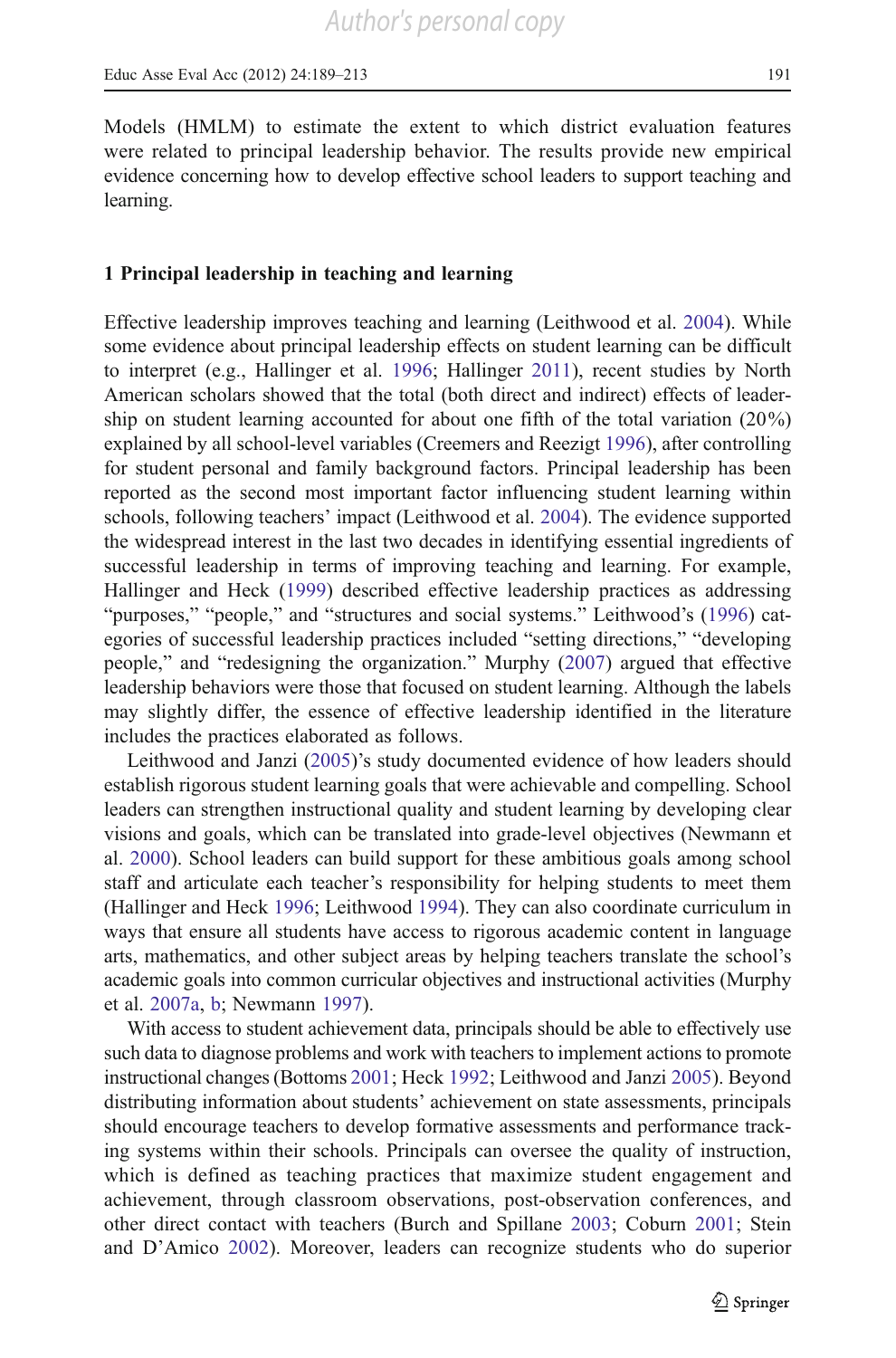Models (HMLM) to estimate the extent to which district evaluation features were related to principal leadership behavior. The results provide new empirical evidence concerning how to develop effective school leaders to support teaching and learning.

## 1 Principal leadership in teaching and learning

Effective leadership improves teaching and learning (Leithwood et al. 2004). While some evidence about principal leadership effects on student learning can be difficult to interpret (e.g., Hallinger et al. 1996; Hallinger 2011), recent studies by North American scholars showed that the total (both direct and indirect) effects of leadership on student learning accounted for about one fifth of the total variation (20%) explained by all school-level variables (Creemers and Reezigt 1996), after controlling for student personal and family background factors. Principal leadership has been reported as the second most important factor influencing student learning within schools, following teachers' impact (Leithwood et al. 2004). The evidence supported the widespread interest in the last two decades in identifying essential ingredients of successful leadership in terms of improving teaching and learning. For example, Hallinger and Heck (1999) described effective leadership practices as addressing "purposes," "people," and "structures and social systems." Leithwood's (1996) categories of successful leadership practices included "setting directions," "developing people," and "redesigning the organization." Murphy (2007) argued that effective leadership behaviors were those that focused on student learning. Although the labels may slightly differ, the essence of effective leadership identified in the literature includes the practices elaborated as follows.

Leithwood and Janzi (2005)'s study documented evidence of how leaders should establish rigorous student learning goals that were achievable and compelling. School leaders can strengthen instructional quality and student learning by developing clear visions and goals, which can be translated into grade-level objectives (Newmann et al. 2000). School leaders can build support for these ambitious goals among school staff and articulate each teacher's responsibility for helping students to meet them (Hallinger and Heck 1996; Leithwood 1994). They can also coordinate curriculum in ways that ensure all students have access to rigorous academic content in language arts, mathematics, and other subject areas by helping teachers translate the school's academic goals into common curricular objectives and instructional activities (Murphy et al. 2007a, b; Newmann 1997).

With access to student achievement data, principals should be able to effectively use such data to diagnose problems and work with teachers to implement actions to promote instructional changes (Bottoms 2001; Heck 1992; Leithwood and Janzi 2005). Beyond distributing information about students' achievement on state assessments, principals should encourage teachers to develop formative assessments and performance tracking systems within their schools. Principals can oversee the quality of instruction, which is defined as teaching practices that maximize student engagement and achievement, through classroom observations, post-observation conferences, and other direct contact with teachers (Burch and Spillane 2003; Coburn 2001; Stein and D'Amico 2002). Moreover, leaders can recognize students who do superior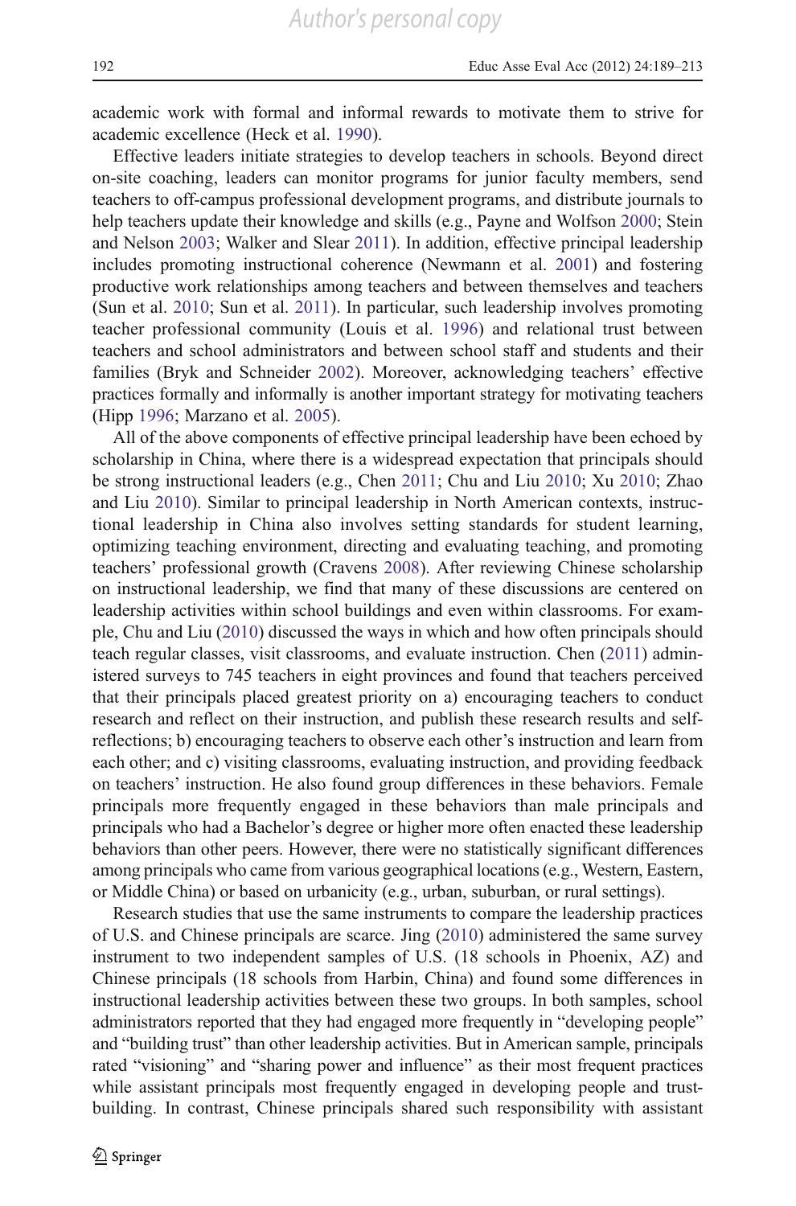academic work with formal and informal rewards to motivate them to strive for academic excellence (Heck et al. 1990).

Effective leaders initiate strategies to develop teachers in schools. Beyond direct on-site coaching, leaders can monitor programs for junior faculty members, send teachers to off-campus professional development programs, and distribute journals to help teachers update their knowledge and skills (e.g., Payne and Wolfson 2000; Stein and Nelson 2003; Walker and Slear 2011). In addition, effective principal leadership includes promoting instructional coherence (Newmann et al. 2001) and fostering productive work relationships among teachers and between themselves and teachers (Sun et al. 2010; Sun et al. 2011). In particular, such leadership involves promoting teacher professional community (Louis et al. 1996) and relational trust between teachers and school administrators and between school staff and students and their families (Bryk and Schneider 2002). Moreover, acknowledging teachers' effective practices formally and informally is another important strategy for motivating teachers (Hipp 1996; Marzano et al. 2005).

All of the above components of effective principal leadership have been echoed by scholarship in China, where there is a widespread expectation that principals should be strong instructional leaders (e.g., Chen 2011; Chu and Liu 2010; Xu 2010; Zhao and Liu 2010). Similar to principal leadership in North American contexts, instructional leadership in China also involves setting standards for student learning, optimizing teaching environment, directing and evaluating teaching, and promoting teachers' professional growth (Cravens 2008). After reviewing Chinese scholarship on instructional leadership, we find that many of these discussions are centered on leadership activities within school buildings and even within classrooms. For example, Chu and Liu (2010) discussed the ways in which and how often principals should teach regular classes, visit classrooms, and evaluate instruction. Chen (2011) administered surveys to 745 teachers in eight provinces and found that teachers perceived that their principals placed greatest priority on a) encouraging teachers to conduct research and reflect on their instruction, and publish these research results and self-reflections; b) encouraging teachers to observe each other's instruction and learn from each other; and c) visiting classrooms, evaluating instruction, and providing feedback on teachers' instruction. He also found group differences in these behaviors. Female principals more frequently engaged in these behaviors than male principals and principals who had a Bachelor's degree or higher more often enacted these leadership behaviors than other peers. However, there were no statistically significant differences among principals who came from various geographical locations (e.g., Western, Eastern, or Middle China) or based on urbanicity (e.g., urban, suburban, or rural settings).

Research studies that use the same instruments to compare the leadership practices of U.S. and Chinese principals are scarce. Jing (2010) administered the same survey instrument to two independent samples of U.S. (18 schools in Phoenix, AZ) and Chinese principals (18 schools from Harbin, China) and found some differences in instructional leadership activities between these two groups. In both samples, school administrators reported that they had engaged more frequently in "developing people" and "building trust" than other leadership activities. But in American sample, principals rated "visioning" and "sharing power and influence" as their most frequent practices while assistant principals most frequently engaged in developing people and trust-building. In contrast, Chinese principals shared such responsibility with assistant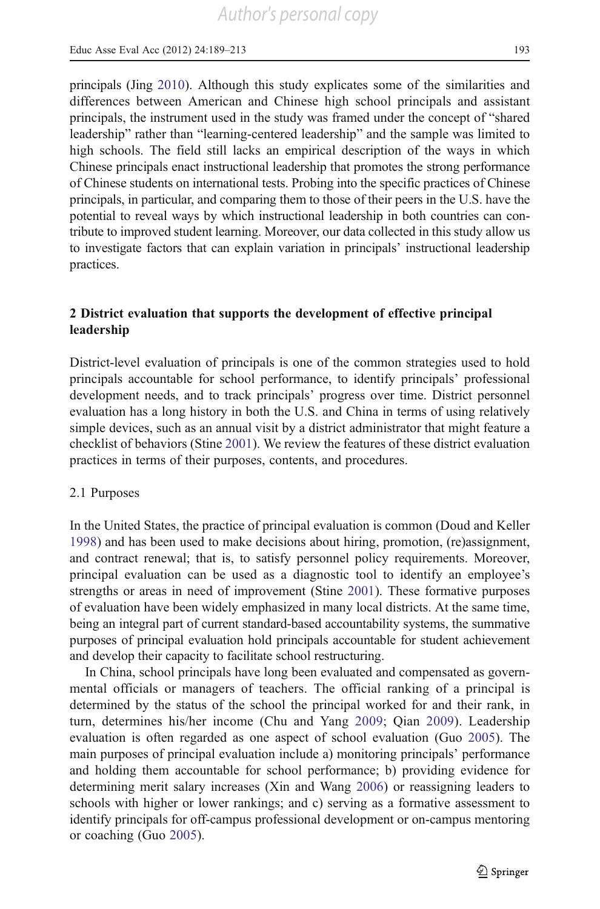principals (Jing 2010). Although this study explicates some of the similarities and differences between American and Chinese high school principals and assistant principals, the instrument used in the study was framed under the concept of "shared leadership" rather than "learning-centered leadership" and the sample was limited to high schools. The field still lacks an empirical description of the ways in which Chinese principals enact instructional leadership that promotes the strong performance of Chinese students on international tests. Probing into the specific practices of Chinese principals, in particular, and comparing them to those of their peers in the U.S. have the potential to reveal ways by which instructional leadership in both countries can contribute to improved student learning. Moreover, our data collected in this study allow us to investigate factors that can explain variation in principals' instructional leadership practices.

## 2 District evaluation that supports the development of effective principal leadership

District-level evaluation of principals is one of the common strategies used to hold principals accountable for school performance, to identify principals' professional development needs, and to track principals' progress over time. District personnel evaluation has a long history in both the U.S. and China in terms of using relatively simple devices, such as an annual visit by a district administrator that might feature a checklist of behaviors (Stine 2001). We review the features of these district evaluation practices in terms of their purposes, contents, and procedures.

### 2.1 Purposes

In the United States, the practice of principal evaluation is common (Doud and Keller 1998) and has been used to make decisions about hiring, promotion, (re)assignment, and contract renewal; that is, to satisfy personnel policy requirements. Moreover, principal evaluation can be used as a diagnostic tool to identify an employee's strengths or areas in need of improvement (Stine 2001). These formative purposes of evaluation have been widely emphasized in many local districts. At the same time, being an integral part of current standard-based accountability systems, the summative purposes of principal evaluation hold principals accountable for student achievement and develop their capacity to facilitate school restructuring.

In China, school principals have long been evaluated and compensated as governmental officials or managers of teachers. The official ranking of a principal is determined by the status of the school the principal worked for and their rank, in turn, determines his/her income (Chu and Yang 2009; Qian 2009). Leadership evaluation is often regarded as one aspect of school evaluation (Guo 2005). The main purposes of principal evaluation include a) monitoring principals' performance and holding them accountable for school performance; b) providing evidence for determining merit salary increases (Xin and Wang 2006) or reassigning leaders to schools with higher or lower rankings; and c) serving as a formative assessment to identify principals for off-campus professional development or on-campus mentoring or coaching (Guo 2005).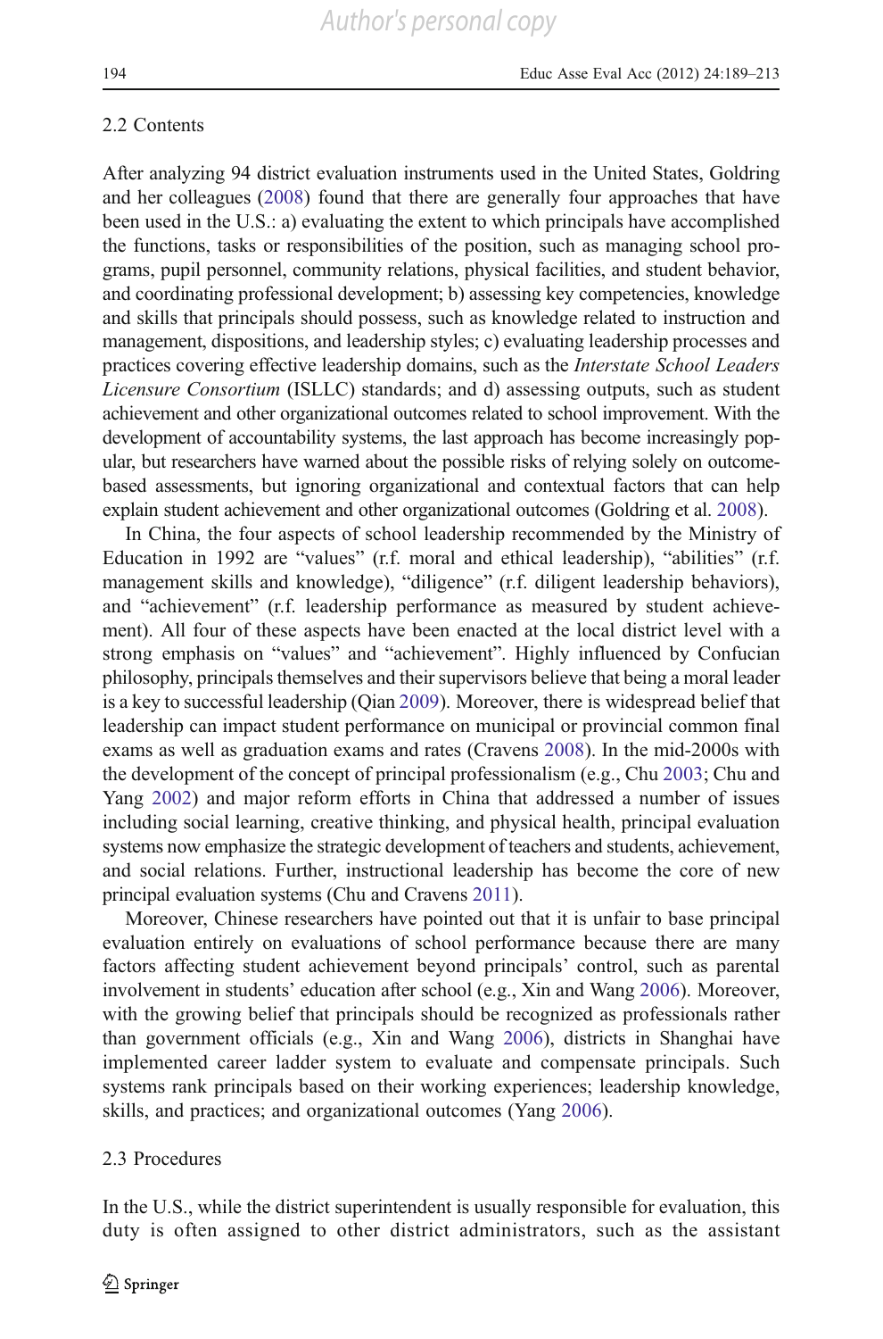### 2.2 Contents

After analyzing 94 district evaluation instruments used in the United States, Goldring and her colleagues (2008) found that there are generally four approaches that have been used in the U.S.: a) evaluating the extent to which principals have accomplished the functions, tasks or responsibilities of the position, such as managing school programs, pupil personnel, community relations, physical facilities, and student behavior, and coordinating professional development; b) assessing key competencies, knowledge and skills that principals should possess, such as knowledge related to instruction and management, dispositions, and leadership styles; c) evaluating leadership processes and practices covering effective leadership domains, such as the *Interstate School Leaders Licensure Consortium* (ISLLC) standards; and d) assessing outputs, such as student achievement and other organizational outcomes related to school improvement. With the development of accountability systems, the last approach has become increasingly popular, but researchers have warned about the possible risks of relying solely on outcome-based assessments, but ignoring organizational and contextual factors that can help explain student achievement and other organizational outcomes (Goldring et al. 2008).

In China, the four aspects of school leadership recommended by the Ministry of Education in 1992 are "values" (r.f. moral and ethical leadership), "abilities" (r.f. management skills and knowledge), "diligence" (r.f. diligent leadership behaviors), and "achievement" (r.f. leadership performance as measured by student achievement). All four of these aspects have been enacted at the local district level with a strong emphasis on "values" and "achievement". Highly influenced by Confucian philosophy, principals themselves and their supervisors believe that being a moral leader is a key to successful leadership (Qian 2009). Moreover, there is widespread belief that leadership can impact student performance on municipal or provincial common final exams as well as graduation exams and rates (Cravens 2008). In the mid-2000s with the development of the concept of principal professionalism (e.g., Chu 2003; Chu and Yang 2002) and major reform efforts in China that addressed a number of issues including social learning, creative thinking, and physical health, principal evaluation systems now emphasize the strategic development of teachers and students, achievement, and social relations. Further, instructional leadership has become the core of new principal evaluation systems (Chu and Cravens 2011).

Moreover, Chinese researchers have pointed out that it is unfair to base principal evaluation entirely on evaluations of school performance because there are many factors affecting student achievement beyond principals' control, such as parental involvement in students' education after school (e.g., Xin and Wang 2006). Moreover, with the growing belief that principals should be recognized as professionals rather than government officials (e.g., Xin and Wang 2006), districts in Shanghai have implemented career ladder system to evaluate and compensate principals. Such systems rank principals based on their working experiences; leadership knowledge, skills, and practices; and organizational outcomes (Yang 2006).

### 2.3 Procedures

In the U.S., while the district superintendent is usually responsible for evaluation, this duty is often assigned to other district administrators, such as the assistant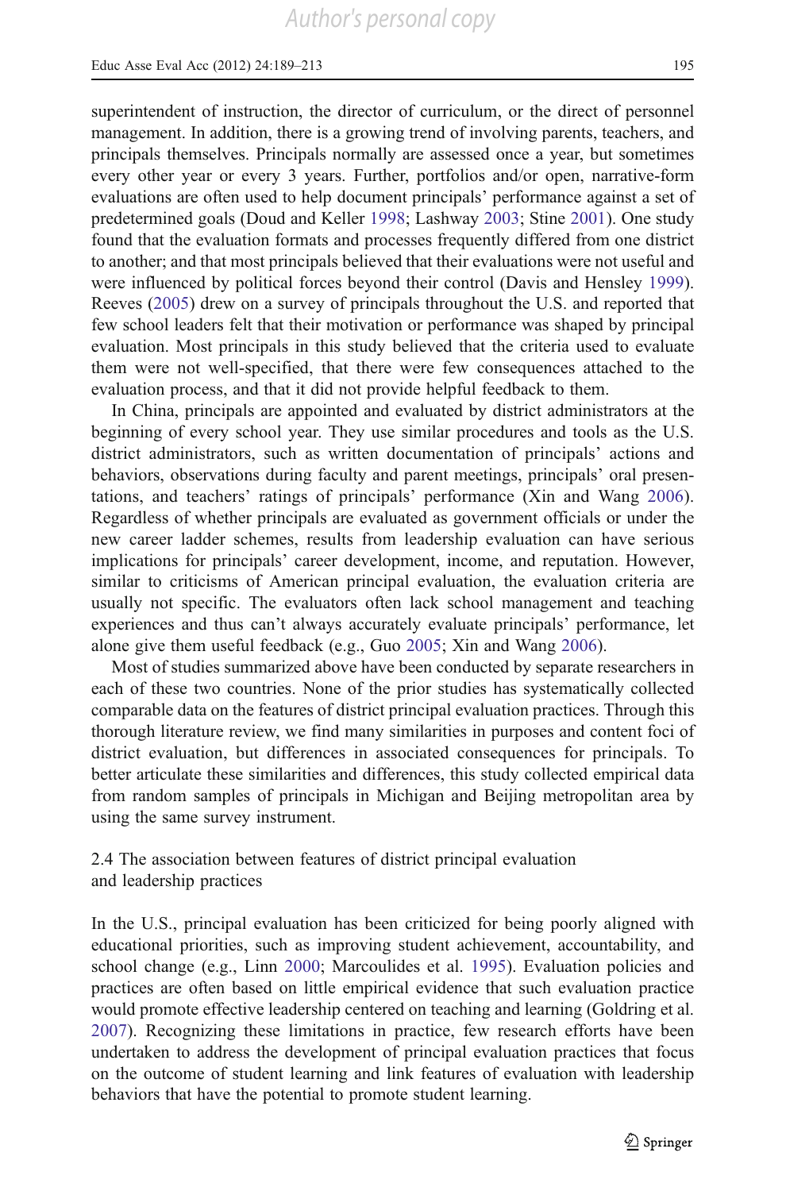superintendent of instruction, the director of curriculum, or the direct of personnel management. In addition, there is a growing trend of involving parents, teachers, and principals themselves. Principals normally are assessed once a year, but sometimes every other year or every 3 years. Further, portfolios and/or open, narrative-form evaluations are often used to help document principals' performance against a set of predetermined goals (Doud and Keller 1998; Lashway 2003; Stine 2001). One study found that the evaluation formats and processes frequently differed from one district to another; and that most principals believed that their evaluations were not useful and were influenced by political forces beyond their control (Davis and Hensley 1999). Reeves (2005) drew on a survey of principals throughout the U.S. and reported that few school leaders felt that their motivation or performance was shaped by principal evaluation. Most principals in this study believed that the criteria used to evaluate them were not well-specified, that there were few consequences attached to the evaluation process, and that it did not provide helpful feedback to them.

In China, principals are appointed and evaluated by district administrators at the beginning of every school year. They use similar procedures and tools as the U.S. district administrators, such as written documentation of principals' actions and behaviors, observations during faculty and parent meetings, principals' oral presentations, and teachers' ratings of principals' performance (Xin and Wang 2006). Regardless of whether principals are evaluated as government officials or under the new career ladder schemes, results from leadership evaluation can have serious implications for principals' career development, income, and reputation. However, similar to criticisms of American principal evaluation, the evaluation criteria are usually not specific. The evaluators often lack school management and teaching experiences and thus can't always accurately evaluate principals' performance, let alone give them useful feedback (e.g., Guo 2005; Xin and Wang 2006).

Most of studies summarized above have been conducted by separate researchers in each of these two countries. None of the prior studies has systematically collected comparable data on the features of district principal evaluation practices. Through this thorough literature review, we find many similarities in purposes and content foci of district evaluation, but differences in associated consequences for principals. To better articulate these similarities and differences, this study collected empirical data from random samples of principals in Michigan and Beijing metropolitan area by using the same survey instrument.

### 2.4 The association between features of district principal evaluation and leadership practices

In the U.S., principal evaluation has been criticized for being poorly aligned with educational priorities, such as improving student achievement, accountability, and school change (e.g., Linn 2000; Marcoulides et al. 1995). Evaluation policies and practices are often based on little empirical evidence that such evaluation practice would promote effective leadership centered on teaching and learning (Goldring et al. 2007). Recognizing these limitations in practice, few research efforts have been undertaken to address the development of principal evaluation practices that focus on the outcome of student learning and link features of evaluation with leadership behaviors that have the potential to promote student learning.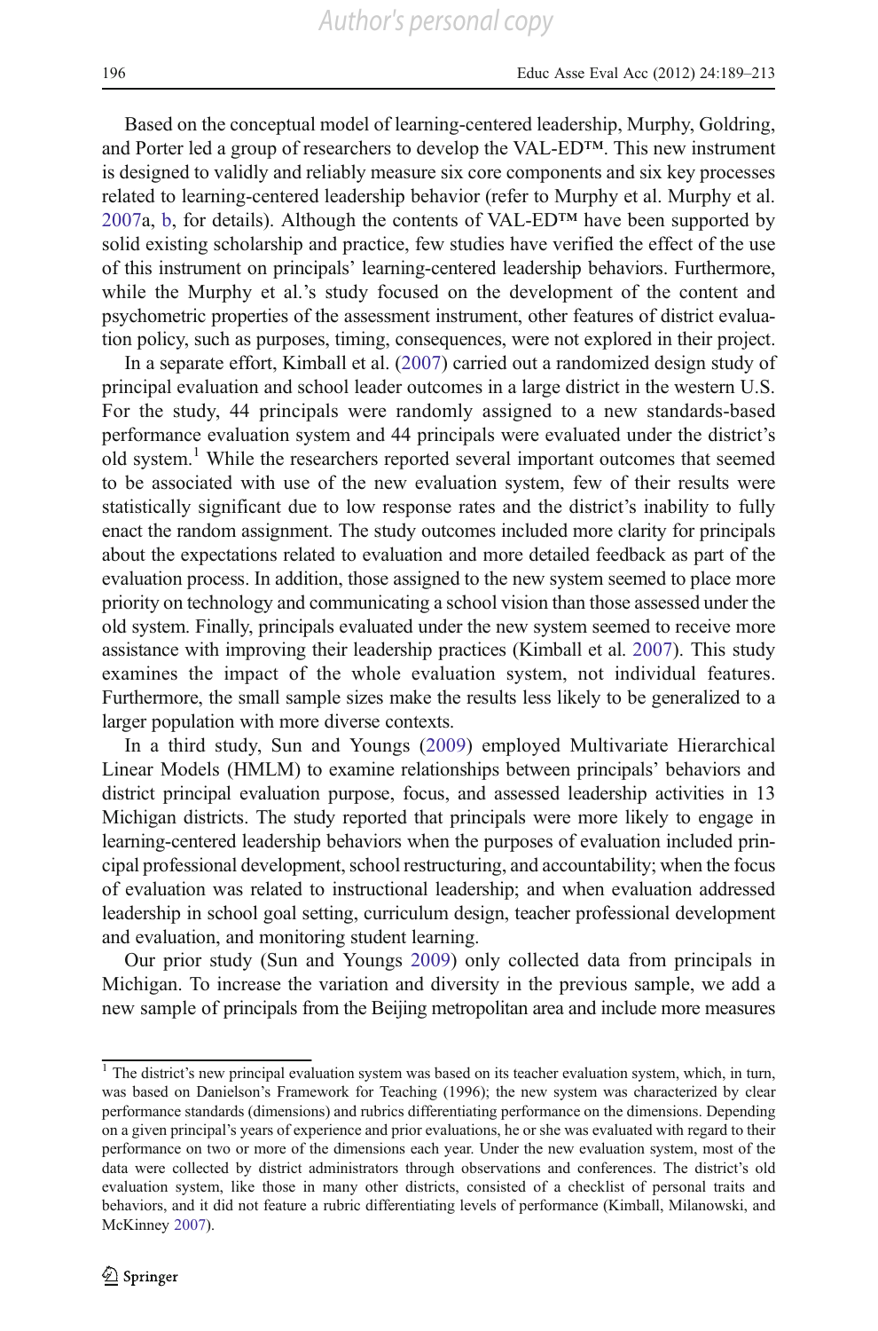Based on the conceptual model of learning-centered leadership, Murphy, Goldring, and Porter led a group of researchers to develop the VAL-ED™. This new instrument is designed to validly and reliably measure six core components and six key processes related to learning-centered leadership behavior (refer to Murphy et al. Murphy et al. 2007a, b, for details). Although the contents of VAL-ED™ have been supported by solid existing scholarship and practice, few studies have verified the effect of the use of this instrument on principals' learning-centered leadership behaviors. Furthermore, while the Murphy et al.'s study focused on the development of the content and psychometric properties of the assessment instrument, other features of district evaluation policy, such as purposes, timing, consequences, were not explored in their project.

In a separate effort, Kimball et al. (2007) carried out a randomized design study of principal evaluation and school leader outcomes in a large district in the western U.S. For the study, 44 principals were randomly assigned to a new standards-based performance evaluation system and 44 principals were evaluated under the district's old system.[1] While the researchers reported several important outcomes that seemed to be associated with use of the new evaluation system, few of their results were statistically significant due to low response rates and the district's inability to fully enact the random assignment. The study outcomes included more clarity for principals about the expectations related to evaluation and more detailed feedback as part of the evaluation process. In addition, those assigned to the new system seemed to place more priority on technology and communicating a school vision than those assessed under the old system. Finally, principals evaluated under the new system seemed to receive more assistance with improving their leadership practices (Kimball et al. 2007). This study examines the impact of the whole evaluation system, not individual features. Furthermore, the small sample sizes make the results less likely to be generalized to a larger population with more diverse contexts.

In a third study, Sun and Youngs (2009) employed Multivariate Hierarchical Linear Models (HMLM) to examine relationships between principals' behaviors and district principal evaluation purpose, focus, and assessed leadership activities in 13 Michigan districts. The study reported that principals were more likely to engage in learning-centered leadership behaviors when the purposes of evaluation included principal professional development, school restructuring, and accountability; when the focus of evaluation was related to instructional leadership; and when evaluation addressed leadership in school goal setting, curriculum design, teacher professional development and evaluation, and monitoring student learning.

Our prior study (Sun and Youngs 2009) only collected data from principals in Michigan. To increase the variation and diversity in the previous sample, we add a new sample of principals from the Beijing metropolitan area and include more measures

[1] The district's new principal evaluation system was based on its teacher evaluation system, which, in turn, was based on Danielson's Framework for Teaching (1996); the new system was characterized by clear performance standards (dimensions) and rubrics differentiating performance on the dimensions. Depending on a given principal's years of experience and prior evaluations, he or she was evaluated with regard to their performance on two or more of the dimensions each year. Under the new evaluation system, most of the data were collected by district administrators through observations and conferences. The district's old evaluation system, like those in many other districts, consisted of a checklist of personal traits and behaviors, and it did not feature a rubric differentiating levels of performance (Kimball, Milanowski, and McKinney 2007).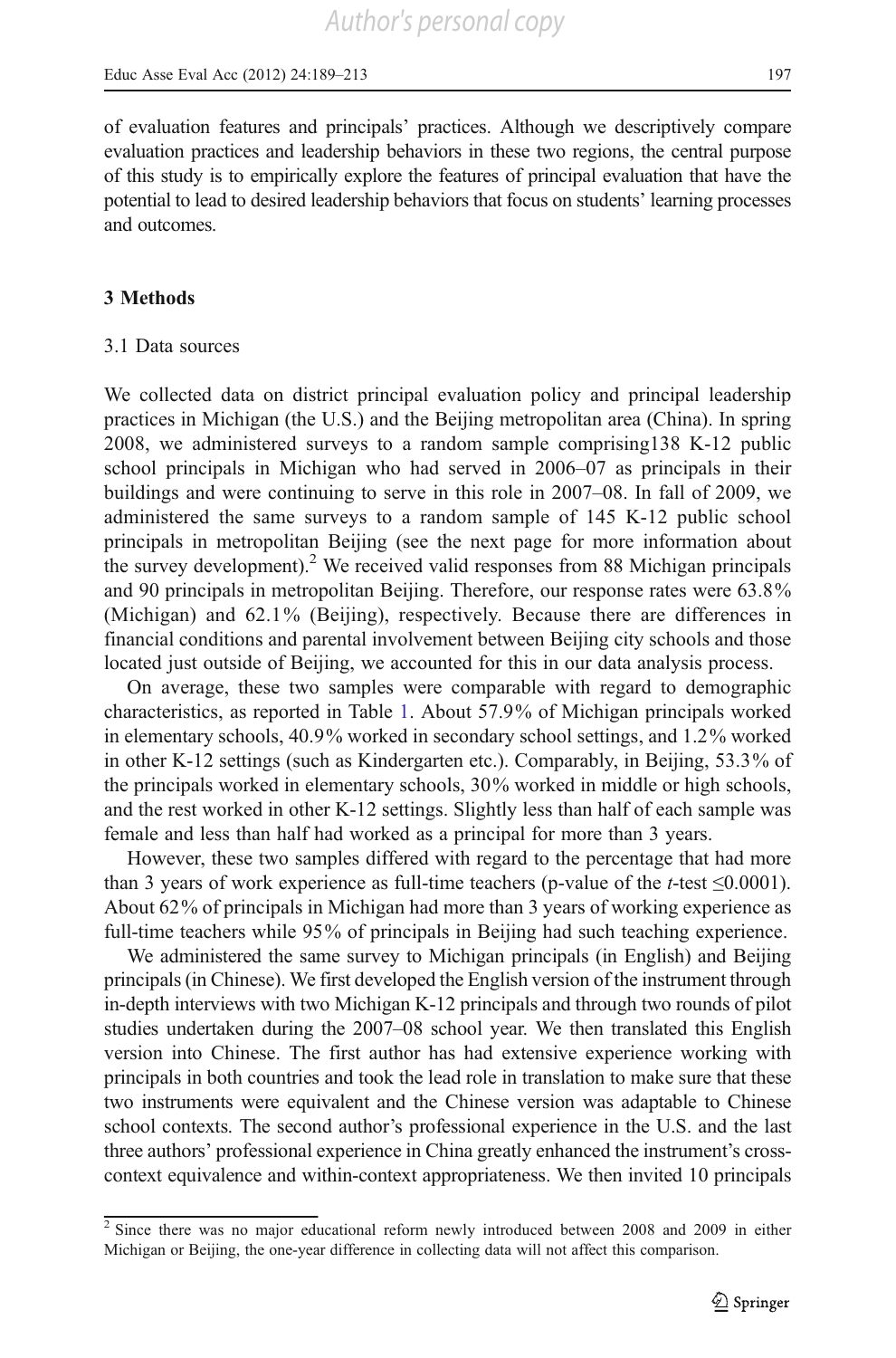of evaluation features and principals' practices. Although we descriptively compare evaluation practices and leadership behaviors in these two regions, the central purpose of this study is to empirically explore the features of principal evaluation that have the potential to lead to desired leadership behaviors that focus on students' learning processes and outcomes.

## 3 Methods

### 3.1 Data sources

We collected data on district principal evaluation policy and principal leadership practices in Michigan (the U.S.) and the Beijing metropolitan area (China). In spring 2008, we administered surveys to a random sample comprising138 K-12 public school principals in Michigan who had served in 2006–07 as principals in their buildings and were continuing to serve in this role in 2007–08. In fall of 2009, we administered the same surveys to a random sample of 145 K-12 public school principals in metropolitan Beijing (see the next page for more information about the survey development).[2] We received valid responses from 88 Michigan principals and 90 principals in metropolitan Beijing. Therefore, our response rates were 63.8% (Michigan) and 62.1% (Beijing), respectively. Because there are differences in financial conditions and parental involvement between Beijing city schools and those located just outside of Beijing, we accounted for this in our data analysis process.

On average, these two samples were comparable with regard to demographic characteristics, as reported in Table 1. About 57.9% of Michigan principals worked in elementary schools, 40.9% worked in secondary school settings, and 1.2% worked in other K-12 settings (such as Kindergarten etc.). Comparably, in Beijing, 53.3% of the principals worked in elementary schools, 30% worked in middle or high schools, and the rest worked in other K-12 settings. Slightly less than half of each sample was female and less than half had worked as a principal for more than 3 years.

However, these two samples differed with regard to the percentage that had more than 3 years of work experience as full-time teachers (p-value of the *t*-test $\leq 0.0001$). About 62% of principals in Michigan had more than 3 years of working experience as full-time teachers while 95% of principals in Beijing had such teaching experience.

We administered the same survey to Michigan principals (in English) and Beijing principals (in Chinese). We first developed the English version of the instrument through in-depth interviews with two Michigan K-12 principals and through two rounds of pilot studies undertaken during the 2007–08 school year. We then translated this English version into Chinese. The first author has had extensive experience working with principals in both countries and took the lead role in translation to make sure that these two instruments were equivalent and the Chinese version was adaptable to Chinese school contexts. The second author's professional experience in the U.S. and the last three authors' professional experience in China greatly enhanced the instrument's cross-context equivalence and within-context appropriateness. We then invited 10 principals

[2] Since there was no major educational reform newly introduced between 2008 and 2009 in either Michigan or Beijing, the one-year difference in collecting data will not affect this comparison.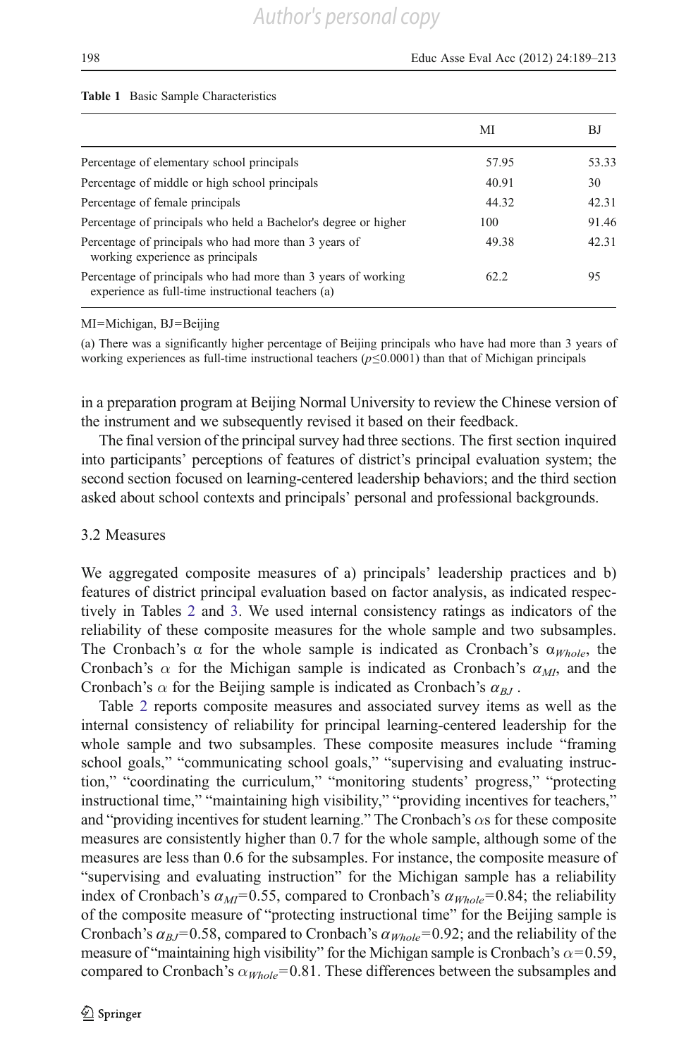**Table 1** Basic Sample Characteristics

| | MI | BJ |
|---|---|---|
| Percentage of elementary school principals | 57.95 | 53.33 |
| Percentage of middle or high school principals | 40.91 | 30 |
| Percentage of female principals | 44.32 | 42.31 |
| Percentage of principals who held a Bachelor's degree or higher | 100 | 91.46 |
| Percentage of principals who had more than 3 years of working experience as principals | 49.38 | 42.31 |
| Percentage of principals who had more than 3 years of working experience as full-time instructional teachers (a) | 62.2 | 95 |

MI=Michigan, BJ=Beijing

(a) There was a significantly higher percentage of Beijing principals who have had more than 3 years of working experiences as full-time instructional teachers ($p \leq 0.0001$) than that of Michigan principals

in a preparation program at Beijing Normal University to review the Chinese version of the instrument and we subsequently revised it based on their feedback.

The final version of the principal survey had three sections. The first section inquired into participants' perceptions of features of district's principal evaluation system; the second section focused on learning-centered leadership behaviors; and the third section asked about school contexts and principals' personal and professional backgrounds.

### 3.2 Measures

We aggregated composite measures of a) principals' leadership practices and b) features of district principal evaluation based on factor analysis, as indicated respectively in Tables 2 and 3. We used internal consistency ratings as indicators of the reliability of these composite measures for the whole sample and two subsamples. The Cronbach's α for the whole sample is indicated as Cronbach's $\alpha_{Whole}$, the Cronbach's $\alpha$ for the Michigan sample is indicated as Cronbach's $\alpha_{MI}$, and the Cronbach's $\alpha$ for the Beijing sample is indicated as Cronbach's $\alpha_{BJ}$ .

Table 2 reports composite measures and associated survey items as well as the internal consistency of reliability for principal learning-centered leadership for the whole sample and two subsamples. These composite measures include "framing school goals," "communicating school goals," "supervising and evaluating instruction," "coordinating the curriculum," "monitoring students' progress," "protecting instructional time," "maintaining high visibility," "providing incentives for teachers," and "providing incentives for student learning." The Cronbach's $\alpha$s for these composite measures are consistently higher than 0.7 for the whole sample, although some of the measures are less than 0.6 for the subsamples. For instance, the composite measure of "supervising and evaluating instruction" for the Michigan sample has a reliability index of Cronbach's $\alpha_{MI}$=0.55, compared to Cronbach's $\alpha_{Whole}$=0.84; the reliability of the composite measure of "protecting instructional time" for the Beijing sample is Cronbach's $\alpha_{BJ}$=0.58, compared to Cronbach's $\alpha_{Whole}$=0.92; and the reliability of the measure of "maintaining high visibility" for the Michigan sample is Cronbach's $\alpha$=0.59, compared to Cronbach's $\alpha_{Whole}$=0.81. These differences between the subsamples and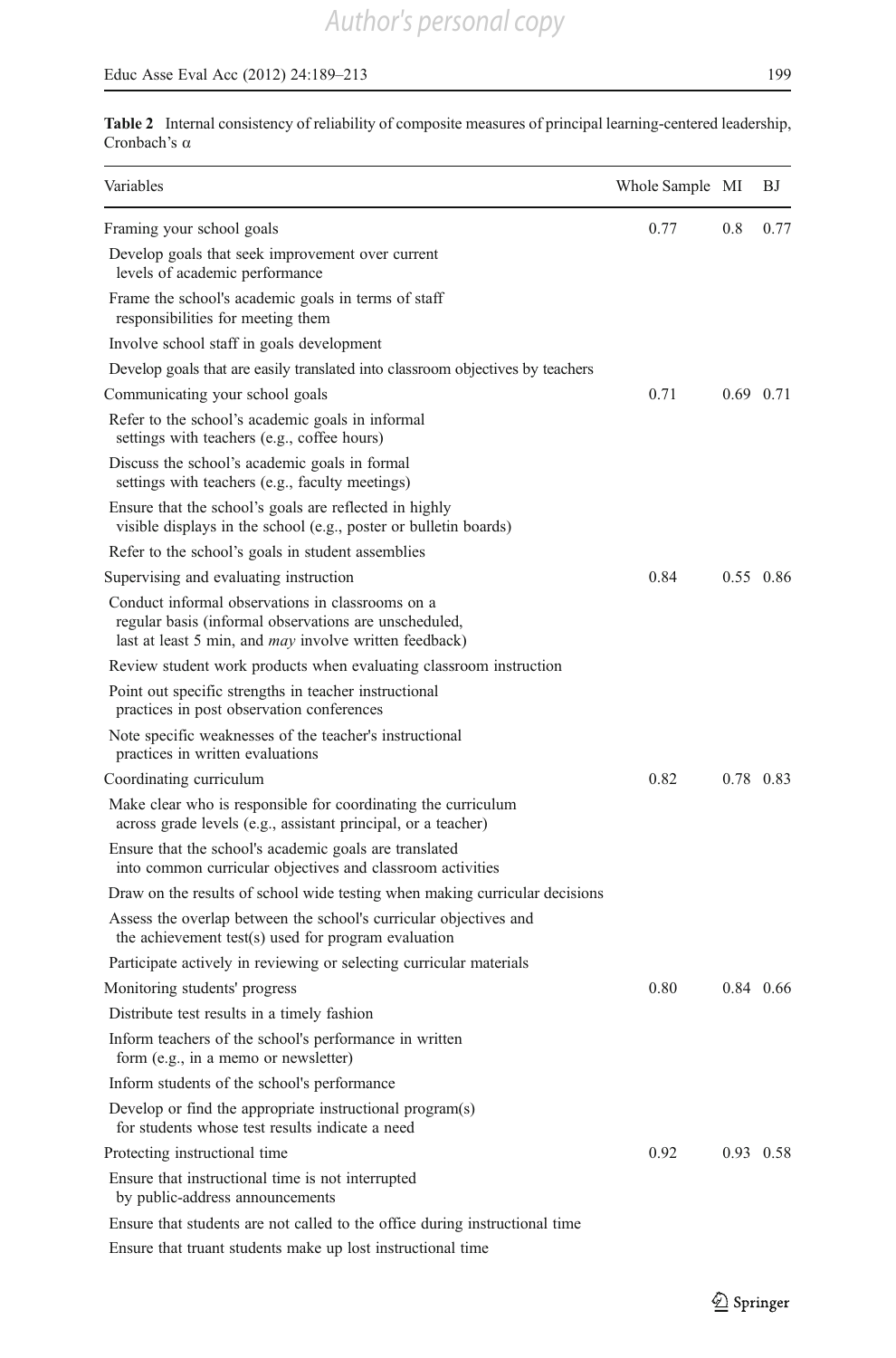**Table 2** Internal consistency of reliability of composite measures of principal learning-centered leadership, Cronbach's α

| Variables | Whole Sample | MI | BJ |
|---|---|---|---|
| Framing your school goals | 0.77 | 0.8 | 0.77 |
| Develop goals that seek improvement over current levels of academic performance | | | |
| Frame the school's academic goals in terms of staff responsibilities for meeting them | | | |
| Involve school staff in goals development | | | |
| Develop goals that are easily translated into classroom objectives by teachers | | | |
| Communicating your school goals | 0.71 | 0.69 | 0.71 |
| Refer to the school's academic goals in informal settings with teachers (e.g., coffee hours) | | | |
| Discuss the school's academic goals in formal settings with teachers (e.g., faculty meetings) | | | |
| Ensure that the school's goals are reflected in highly visible displays in the school (e.g., poster or bulletin boards) | | | |
| Refer to the school's goals in student assemblies | | | |
| Supervising and evaluating instruction | 0.84 | 0.55 | 0.86 |
| Conduct informal observations in classrooms on a regular basis (informal observations are unscheduled, last at least 5 min, and *may* involve written feedback) | | | |
| Review student work products when evaluating classroom instruction | | | |
| Point out specific strengths in teacher instructional practices in post observation conferences | | | |
| Note specific weaknesses of the teacher's instructional practices in written evaluations | | | |
| Coordinating curriculum | 0.82 | 0.78 | 0.83 |
| Make clear who is responsible for coordinating the curriculum across grade levels (e.g., assistant principal, or a teacher) | | | |
| Ensure that the school's academic goals are translated into common curricular objectives and classroom activities | | | |
| Draw on the results of school wide testing when making curricular decisions | | | |
| Assess the overlap between the school's curricular objectives and the achievement test(s) used for program evaluation | | | |
| Participate actively in reviewing or selecting curricular materials | | | |
| Monitoring students' progress | 0.80 | 0.84 | 0.66 |
| Distribute test results in a timely fashion | | | |
| Inform teachers of the school's performance in written form (e.g., in a memo or newsletter) | | | |
| Inform students of the school's performance | | | |
| Develop or find the appropriate instructional program(s) for students whose test results indicate a need | | | |
| Protecting instructional time | 0.92 | 0.93 | 0.58 |
| Ensure that instructional time is not interrupted by public-address announcements | | | |
| Ensure that students are not called to the office during instructional time | | | |
| Ensure that truant students make up lost instructional time | | | |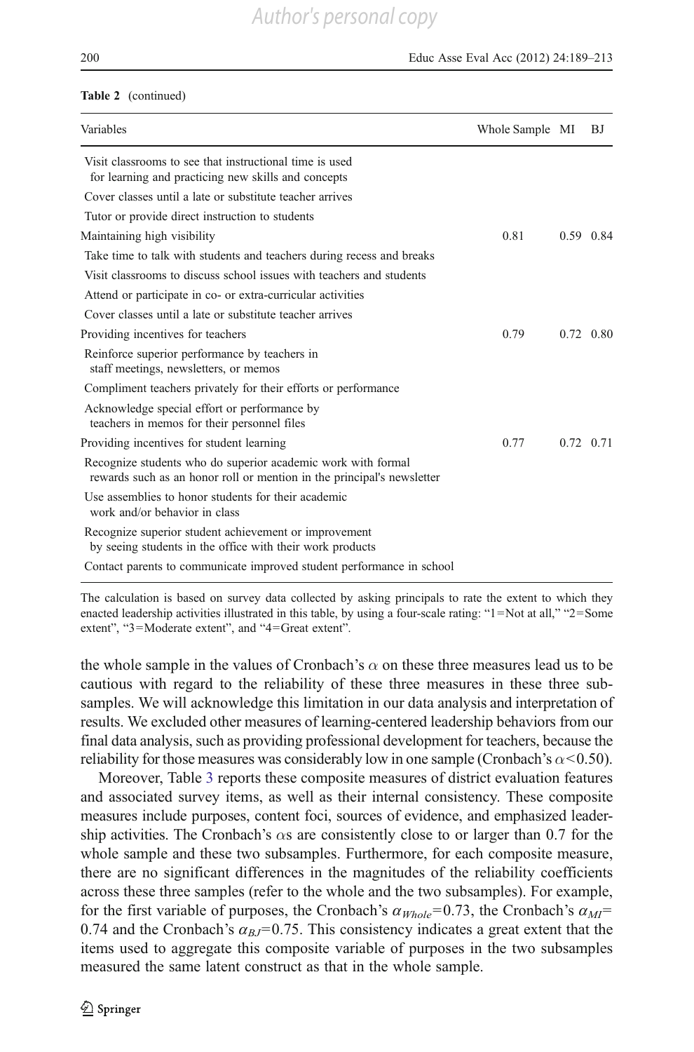**Table 2** (continued)

| Variables | Whole Sample | MI | BJ |
|---|---|---|---|
| Visit classrooms to see that instructional time is used for learning and practicing new skills and concepts | | | |
| Cover classes until a late or substitute teacher arrives | | | |
| Tutor or provide direct instruction to students | | | |
| Maintaining high visibility | 0.81 | 0.59 | 0.84 |
| Take time to talk with students and teachers during recess and breaks | | | |
| Visit classrooms to discuss school issues with teachers and students | | | |
| Attend or participate in co- or extra-curricular activities | | | |
| Cover classes until a late or substitute teacher arrives | | | |
| Providing incentives for teachers | 0.79 | 0.72 | 0.80 |
| Reinforce superior performance by teachers in staff meetings, newsletters, or memos | | | |
| Compliment teachers privately for their efforts or performance | | | |
| Acknowledge special effort or performance by teachers in memos for their personnel files | | | |
| Providing incentives for student learning | 0.77 | 0.72 | 0.71 |
| Recognize students who do superior academic work with formal rewards such as an honor roll or mention in the principal's newsletter | | | |
| Use assemblies to honor students for their academic work and/or behavior in class | | | |
| Recognize superior student achievement or improvement by seeing students in the office with their work products | | | |
| Contact parents to communicate improved student performance in school | | | |

The calculation is based on survey data collected by asking principals to rate the extent to which they enacted leadership activities illustrated in this table, by using a four-scale rating: "1=Not at all," "2=Some extent", "3=Moderate extent", and "4=Great extent".

the whole sample in the values of Cronbach's $\alpha$ on these three measures lead us to be cautious with regard to the reliability of these three measures in these three subsamples. We will acknowledge this limitation in our data analysis and interpretation of results. We excluded other measures of learning-centered leadership behaviors from our final data analysis, such as providing professional development for teachers, because the reliability for those measures was considerably low in one sample (Cronbach's $\alpha<0.50$).

Moreover, Table 3 reports these composite measures of district evaluation features and associated survey items, as well as their internal consistency. These composite measures include purposes, content foci, sources of evidence, and emphasized leadership activities. The Cronbach's $\alpha$s are consistently close to or larger than 0.7 for the whole sample and these two subsamples. Furthermore, for each composite measure, there are no significant differences in the magnitudes of the reliability coefficients across these three samples (refer to the whole and the two subsamples). For example, for the first variable of purposes, the Cronbach's $\alpha_{Whole}=0.73$, the Cronbach's $\alpha_{MI}=0.74$ and the Cronbach's $\alpha_{BJ}=0.75$. This consistency indicates a great extent that the items used to aggregate this composite variable of purposes in the two subsamples measured the same latent construct as that in the whole sample.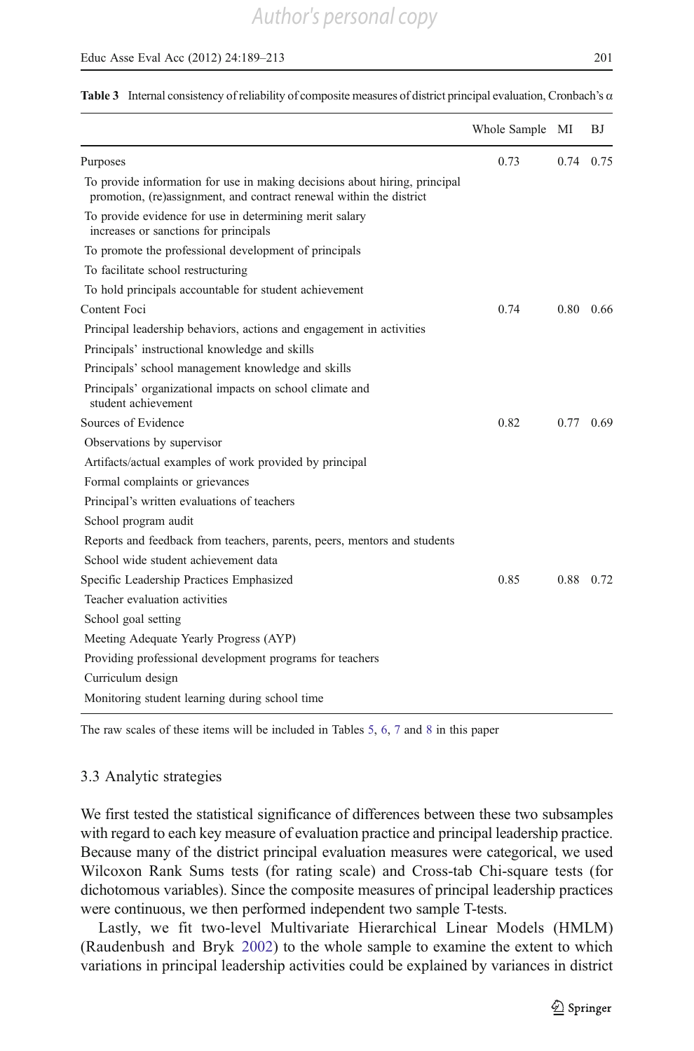**Table 3** Internal consistency of reliability of composite measures of district principal evaluation, Cronbach's α

| | Whole Sample | MI | BJ |
|---|---|---|---|
| Purposes | 0.73 | 0.74 | 0.75 |
| To provide information for use in making decisions about hiring, principal promotion, (re)assignment, and contract renewal within the district | | | |
| To provide evidence for use in determining merit salary increases or sanctions for principals | | | |
| To promote the professional development of principals | | | |
| To facilitate school restructuring | | | |
| To hold principals accountable for student achievement | | | |
| Content Foci | 0.74 | 0.80 | 0.66 |
| Principal leadership behaviors, actions and engagement in activities | | | |
| Principals' instructional knowledge and skills | | | |
| Principals' school management knowledge and skills | | | |
| Principals' organizational impacts on school climate and student achievement | | | |
| Sources of Evidence | 0.82 | 0.77 | 0.69 |
| Observations by supervisor | | | |
| Artifacts/actual examples of work provided by principal | | | |
| Formal complaints or grievances | | | |
| Principal's written evaluations of teachers | | | |
| School program audit | | | |
| Reports and feedback from teachers, parents, peers, mentors and students | | | |
| School wide student achievement data | | | |
| Specific Leadership Practices Emphasized | 0.85 | 0.88 | 0.72 |
| Teacher evaluation activities | | | |
| School goal setting | | | |
| Meeting Adequate Yearly Progress (AYP) | | | |
| Providing professional development programs for teachers | | | |
| Curriculum design | | | |
| Monitoring student learning during school time | | | |

The raw scales of these items will be included in Tables 5, 6, 7 and 8 in this paper

### 3.3 Analytic strategies

We first tested the statistical significance of differences between these two subsamples with regard to each key measure of evaluation practice and principal leadership practice. Because many of the district principal evaluation measures were categorical, we used Wilcoxon Rank Sums tests (for rating scale) and Cross-tab Chi-square tests (for dichotomous variables). Since the composite measures of principal leadership practices were continuous, we then performed independent two sample T-tests.

Lastly, we fit two-level Multivariate Hierarchical Linear Models (HMLM) (Raudenbush and Bryk 2002) to the whole sample to examine the extent to which variations in principal leadership activities could be explained by variances in district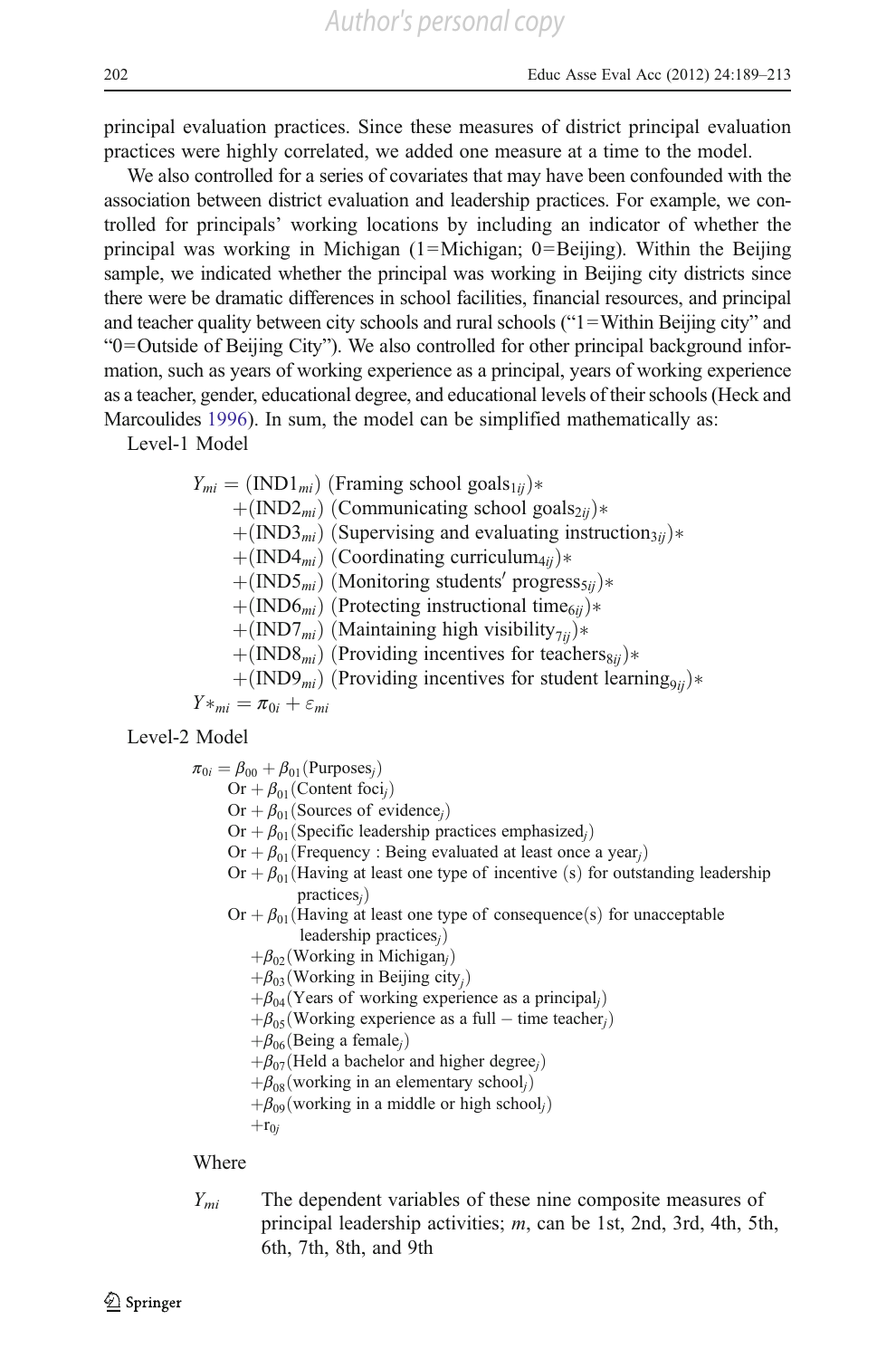principal evaluation practices. Since these measures of district principal evaluation practices were highly correlated, we added one measure at a time to the model.

We also controlled for a series of covariates that may have been confounded with the association between district evaluation and leadership practices. For example, we controlled for principals' working locations by including an indicator of whether the principal was working in Michigan (1=Michigan; 0=Beijing). Within the Beijing sample, we indicated whether the principal was working in Beijing city districts since there were be dramatic differences in school facilities, financial resources, and principal and teacher quality between city schools and rural schools ("1=Within Beijing city" and "0=Outside of Beijing City"). We also controlled for other principal background information, such as years of working experience as a principal, years of working experience as a teacher, gender, educational degree, and educational levels of their schools (Heck and Marcoulides 1996). In sum, the model can be simplified mathematically as:

Level-1 Model

$$
\begin{aligned}
Y_{mi} = {} & (\text{IND1}_{mi})\ (\text{Framing school goals}_{1ij})* \\
& +(\text{IND2}_{mi})\ (\text{Communicating school goals}_{2ij})* \\
& +(\text{IND3}_{mi})\ (\text{Supervising and evaluating instruction}_{3ij})* \\
& +(\text{IND4}_{mi})\ (\text{Coordinating curriculum}_{4ij})* \\
& +(\text{IND5}_{mi})\ (\text{Monitoring students' progress}_{5ij})* \\
& +(\text{IND6}_{mi})\ (\text{Protecting instructional time}_{6ij})* \\
& +(\text{IND7}_{mi})\ (\text{Maintaining high visibility}_{7ij})* \\
& +(\text{IND8}_{mi})\ (\text{Providing incentives for teachers}_{8ij})* \\
& +(\text{IND9}_{mi})\ (\text{Providing incentives for student learning}_{9ij})* \\
Y*_{mi} = {} & \pi_{0i} + \varepsilon_{mi}
\end{aligned}
$$

Level-2 Model

$$
\begin{aligned}
\pi_{0i} = {} & \beta_{00} + \beta_{01}(\text{Purposes}_j) \\
& \text{Or} + \beta_{01}(\text{Content foci}_j) \\
& \text{Or} + \beta_{01}(\text{Sources of evidence}_j) \\
& \text{Or} + \beta_{01}(\text{Specific leadership practices emphasized}_j) \\
& \text{Or} + \beta_{01}(\text{Frequency : Being evaluated at least once a year}_j) \\
& \text{Or} + \beta_{01}(\text{Having at least one type of incentive (s) for outstanding leadership practices}_j) \\
& \text{Or} + \beta_{01}(\text{Having at least one type of consequence(s) for unacceptable leadership practices}_j) \\
& +\beta_{02}(\text{Working in Michigan}_j) \\
& +\beta_{03}(\text{Working in Beijing city}_j) \\
& +\beta_{04}(\text{Years of working experience as a principal}_j) \\
& +\beta_{05}(\text{Working experience as a full}-\text{time teacher}_j) \\
& +\beta_{06}(\text{Being a female}_j) \\
& +\beta_{07}(\text{Held a bachelor and higher degree}_j) \\
& +\beta_{08}(\text{working in an elementary school}_j) \\
& +\beta_{09}(\text{working in a middle or high school}_j) \\
& +\text{r}_{0j}
\end{aligned}
$$

Where

$Y_{mi}$ The dependent variables of these nine composite measures of principal leadership activities; $m$, can be 1st, 2nd, 3rd, 4th, 5th, 6th, 7th, 8th, and 9th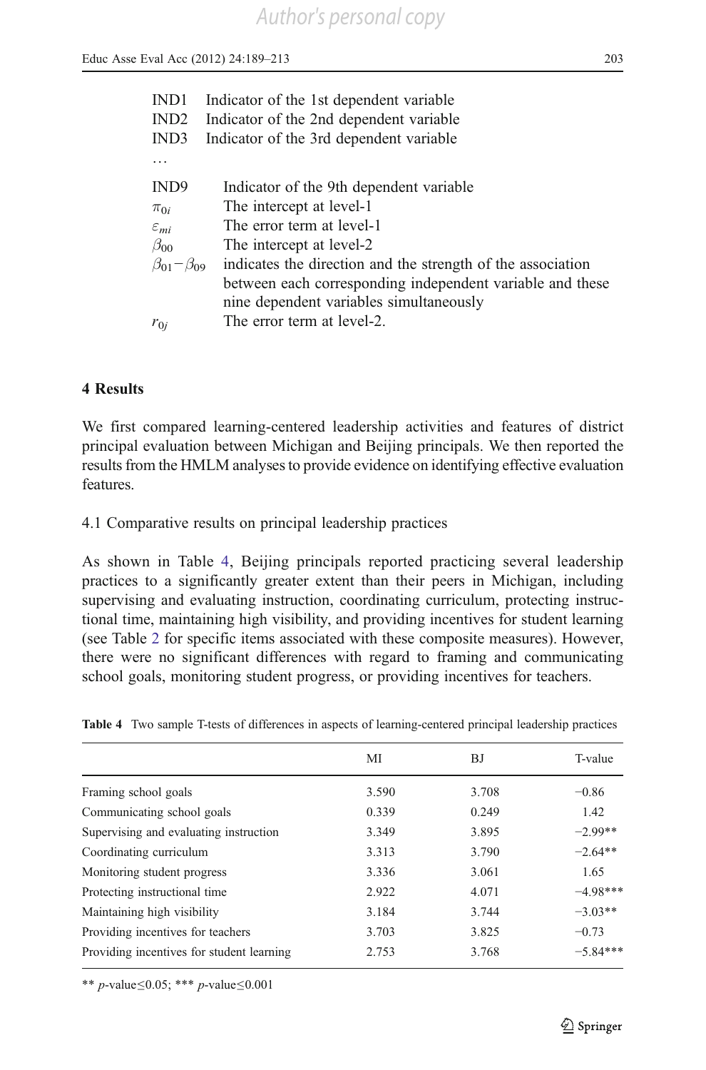| | |
|---|---|
| IND1 | Indicator of the 1st dependent variable |
| IND2 | Indicator of the 2nd dependent variable |
| IND3 | Indicator of the 3rd dependent variable |
| … | |
| IND9 | Indicator of the 9th dependent variable |
| $\pi_{0i}$ | The intercept at level-1 |
| $\varepsilon_{mi}$ | The error term at level-1 |
| $\beta_{00}$ | The intercept at level-2 |
| $\beta_{01}-\beta_{09}$ | indicates the direction and the strength of the association between each corresponding independent variable and these nine dependent variables simultaneously |
| $r_{0j}$ | The error term at level-2. |

## 4 Results

We first compared learning-centered leadership activities and features of district principal evaluation between Michigan and Beijing principals. We then reported the results from the HMLM analyses to provide evidence on identifying effective evaluation features.

### 4.1 Comparative results on principal leadership practices

As shown in Table 4, Beijing principals reported practicing several leadership practices to a significantly greater extent than their peers in Michigan, including supervising and evaluating instruction, coordinating curriculum, protecting instructional time, maintaining high visibility, and providing incentives for student learning (see Table 2 for specific items associated with these composite measures). However, there were no significant differences with regard to framing and communicating school goals, monitoring student progress, or providing incentives for teachers.

**Table 4** Two sample T-tests of differences in aspects of learning-centered principal leadership practices

| | MI | BJ | T-value |
|---|---|---|---|
| Framing school goals | 3.590 | 3.708 | −0.86 |
| Communicating school goals | 0.339 | 0.249 | 1.42 |
| Supervising and evaluating instruction | 3.349 | 3.895 | −2.99** |
| Coordinating curriculum | 3.313 | 3.790 | −2.64** |
| Monitoring student progress | 3.336 | 3.061 | 1.65 |
| Protecting instructional time | 2.922 | 4.071 | −4.98*** |
| Maintaining high visibility | 3.184 | 3.744 | −3.03** |
| Providing incentives for teachers | 3.703 | 3.825 | −0.73 |
| Providing incentives for student learning | 2.753 | 3.768 | −5.84*** |

** $p$-value≤0.05; *** $p$-value≤0.001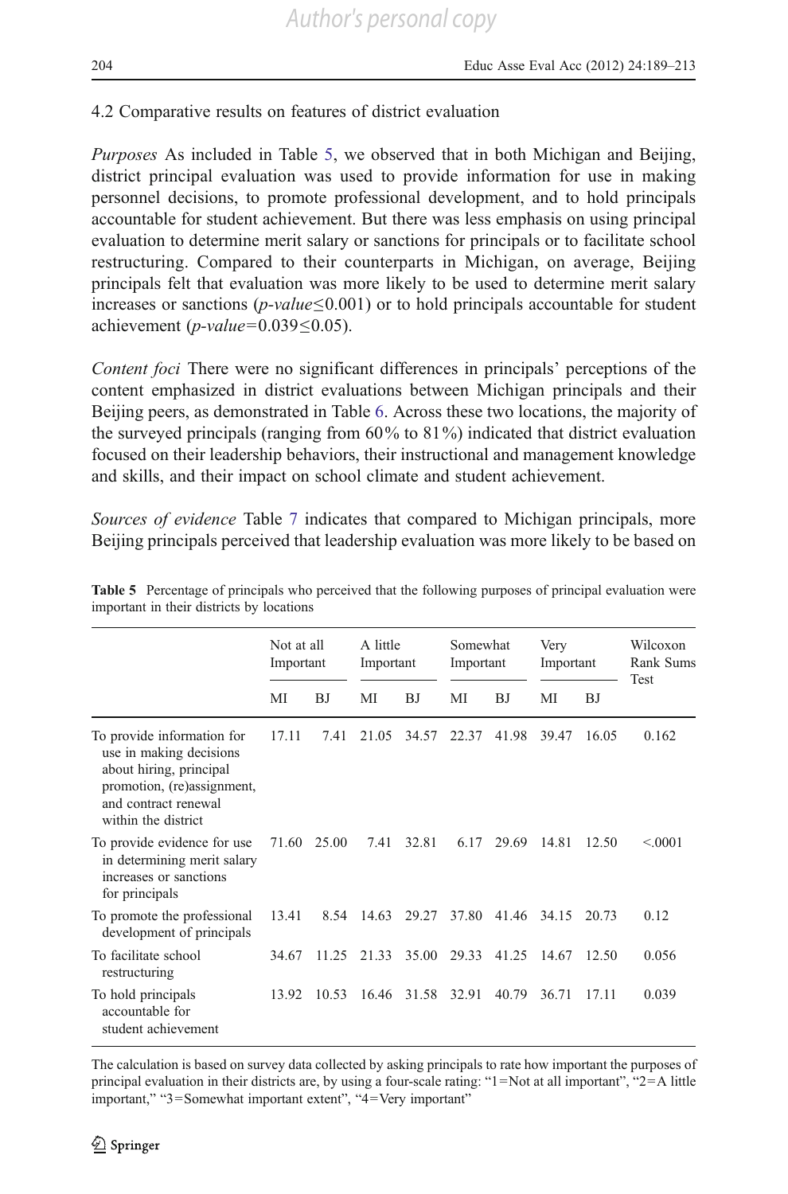### 4.2 Comparative results on features of district evaluation

*Purposes* As included in Table 5, we observed that in both Michigan and Beijing, district principal evaluation was used to provide information for use in making personnel decisions, to promote professional development, and to hold principals accountable for student achievement. But there was less emphasis on using principal evaluation to determine merit salary or sanctions for principals or to facilitate school restructuring. Compared to their counterparts in Michigan, on average, Beijing principals felt that evaluation was more likely to be used to determine merit salary increases or sanctions (*p-value*≤0.001) or to hold principals accountable for student achievement (*p-value*=0.039≤0.05).

*Content foci* There were no significant differences in principals' perceptions of the content emphasized in district evaluations between Michigan principals and their Beijing peers, as demonstrated in Table 6. Across these two locations, the majority of the surveyed principals (ranging from 60% to 81%) indicated that district evaluation focused on their leadership behaviors, their instructional and management knowledge and skills, and their impact on school climate and student achievement.

*Sources of evidence* Table 7 indicates that compared to Michigan principals, more Beijing principals perceived that leadership evaluation was more likely to be based on

**Table 5** Percentage of principals who perceived that the following purposes of principal evaluation were important in their districts by locations

| | Not at all Important | | A little Important | | Somewhat Important | | Very Important | | Wilcoxon Rank Sums Test |
|---|---|---|---|---|---|---|---|---|---|
| | MI | BJ | MI | BJ | MI | BJ | MI | BJ | |
| To provide information for use in making decisions about hiring, principal promotion, (re)assignment, and contract renewal within the district | 17.11 | 7.41 | 21.05 | 34.57 | 22.37 | 41.98 | 39.47 | 16.05 | 0.162 |
| To provide evidence for use in determining merit salary increases or sanctions for principals | 71.60 | 25.00 | 7.41 | 32.81 | 6.17 | 29.69 | 14.81 | 12.50 | <.0001 |
| To promote the professional development of principals | 13.41 | 8.54 | 14.63 | 29.27 | 37.80 | 41.46 | 34.15 | 20.73 | 0.12 |
| To facilitate school restructuring | 34.67 | 11.25 | 21.33 | 35.00 | 29.33 | 41.25 | 14.67 | 12.50 | 0.056 |
| To hold principals accountable for student achievement | 13.92 | 10.53 | 16.46 | 31.58 | 32.91 | 40.79 | 36.71 | 17.11 | 0.039 |

The calculation is based on survey data collected by asking principals to rate how important the purposes of principal evaluation in their districts are, by using a four-scale rating: "1=Not at all important", "2=A little important," "3=Somewhat important extent", "4=Very important"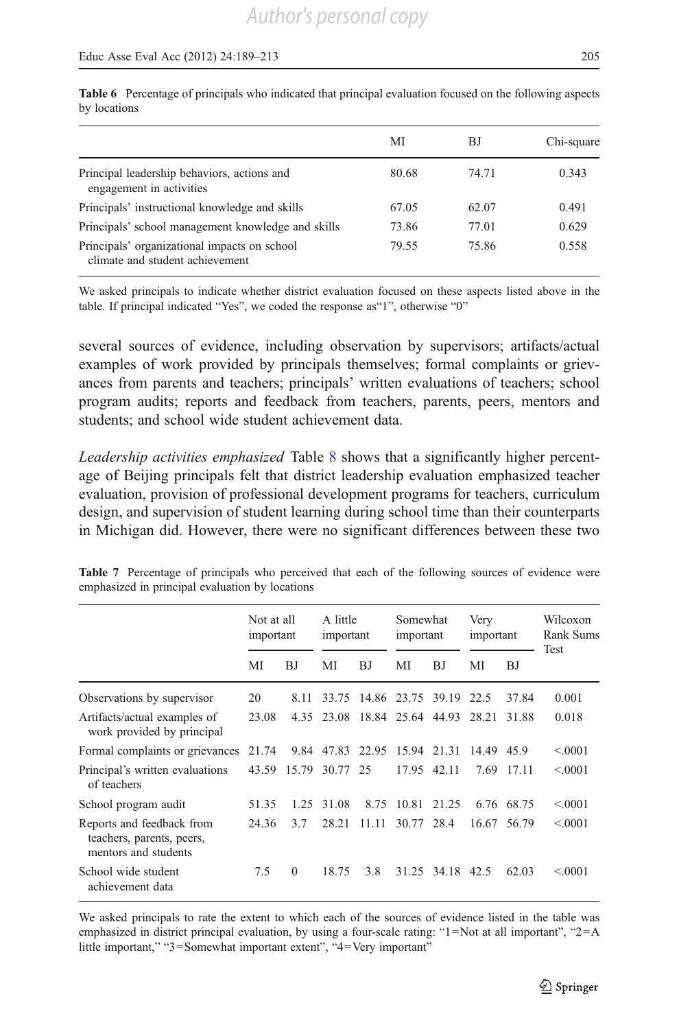**Table 6** Percentage of principals who indicated that principal evaluation focused on the following aspects by locations

| | MI | BJ | Chi-square |
|---|---|---|---|
| Principal leadership behaviors, actions and engagement in activities | 80.68 | 74.71 | 0.343 |
| Principals' instructional knowledge and skills | 67.05 | 62.07 | 0.491 |
| Principals' school management knowledge and skills | 73.86 | 77.01 | 0.629 |
| Principals' organizational impacts on school climate and student achievement | 79.55 | 75.86 | 0.558 |

We asked principals to indicate whether district evaluation focused on these aspects listed above in the table. If principal indicated "Yes", we coded the response as"1", otherwise "0"

several sources of evidence, including observation by supervisors; artifacts/actual examples of work provided by principals themselves; formal complaints or grievances from parents and teachers; principals' written evaluations of teachers; school program audits; reports and feedback from teachers, parents, peers, mentors and students; and school wide student achievement data.

*Leadership activities emphasized* Table 8 shows that a significantly higher percentage of Beijing principals felt that district leadership evaluation emphasized teacher evaluation, provision of professional development programs for teachers, curriculum design, and supervision of student learning during school time than their counterparts in Michigan did. However, there were no significant differences between these two

**Table 7** Percentage of principals who perceived that each of the following sources of evidence were emphasized in principal evaluation by locations

| | Not at all important | | A little important | | Somewhat important | | Very important | | Wilcoxon Rank Sums Test |
|---|---|---|---|---|---|---|---|---|---|
| | MI | BJ | MI | BJ | MI | BJ | MI | BJ | |
| Observations by supervisor | 20 | 8.11 | 33.75 | 14.86 | 23.75 | 39.19 | 22.5 | 37.84 | 0.001 |
| Artifacts/actual examples of work provided by principal | 23.08 | 4.35 | 23.08 | 18.84 | 25.64 | 44.93 | 28.21 | 31.88 | 0.018 |
| Formal complaints or grievances | 21.74 | 9.84 | 47.83 | 22.95 | 15.94 | 21.31 | 14.49 | 45.9 | <.0001 |
| Principal's written evaluations of teachers | 43.59 | 15.79 | 30.77 | 25 | 17.95 | 42.11 | 7.69 | 17.11 | <.0001 |
| School program audit | 51.35 | 1.25 | 31.08 | 8.75 | 10.81 | 21.25 | 6.76 | 68.75 | <.0001 |
| Reports and feedback from teachers, parents, peers, mentors and students | 24.36 | 3.7 | 28.21 | 11.11 | 30.77 | 28.4 | 16.67 | 56.79 | <.0001 |
| School wide student achievement data | 7.5 | 0 | 18.75 | 3.8 | 31.25 | 34.18 | 42.5 | 62.03 | <.0001 |

We asked principals to rate the extent to which each of the sources of evidence listed in the table was emphasized in district principal evaluation, by using a four-scale rating: "1=Not at all important", "2=A little important," "3=Somewhat important extent", "4=Very important"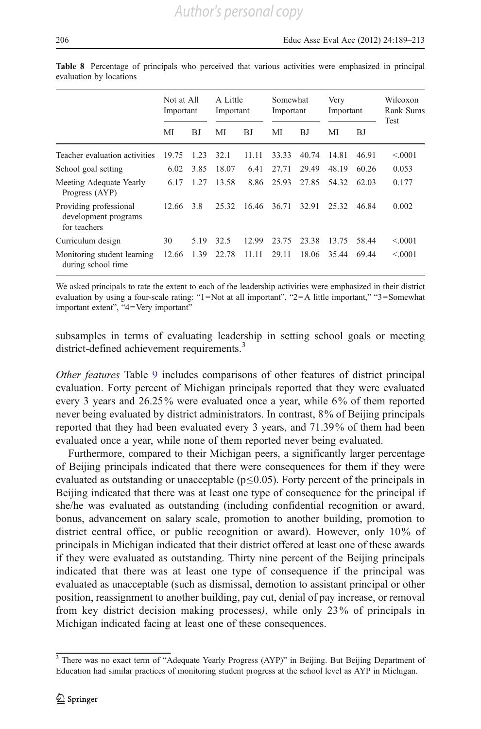**Table 8** Percentage of principals who perceived that various activities were emphasized in principal evaluation by locations

| | Not at All Important | | A Little Important | | Somewhat Important | | Very Important | | Wilcoxon Rank Sums Test |
|---|---|---|---|---|---|---|---|---|---|
| | MI | BJ | MI | BJ | MI | BJ | MI | BJ | |
| Teacher evaluation activities | 19.75 | 1.23 | 32.1 | 11.11 | 33.33 | 40.74 | 14.81 | 46.91 | <.0001 |
| School goal setting | 6.02 | 3.85 | 18.07 | 6.41 | 27.71 | 29.49 | 48.19 | 60.26 | 0.053 |
| Meeting Adequate Yearly Progress (AYP) | 6.17 | 1.27 | 13.58 | 8.86 | 25.93 | 27.85 | 54.32 | 62.03 | 0.177 |
| Providing professional development programs for teachers | 12.66 | 3.8 | 25.32 | 16.46 | 36.71 | 32.91 | 25.32 | 46.84 | 0.002 |
| Curriculum design | 30 | 5.19 | 32.5 | 12.99 | 23.75 | 23.38 | 13.75 | 58.44 | <.0001 |
| Monitoring student learning during school time | 12.66 | 1.39 | 22.78 | 11.11 | 29.11 | 18.06 | 35.44 | 69.44 | <.0001 |

We asked principals to rate the extent to each of the leadership activities were emphasized in their district evaluation by using a four-scale rating: "1=Not at all important", "2=A little important," "3=Somewhat important extent", "4=Very important"

subsamples in terms of evaluating leadership in setting school goals or meeting district-defined achievement requirements.[3]

*Other features* Table 9 includes comparisons of other features of district principal evaluation. Forty percent of Michigan principals reported that they were evaluated every 3 years and 26.25% were evaluated once a year, while 6% of them reported never being evaluated by district administrators. In contrast, 8% of Beijing principals reported that they had been evaluated every 3 years, and 71.39% of them had been evaluated once a year, while none of them reported never being evaluated.

Furthermore, compared to their Michigan peers, a significantly larger percentage of Beijing principals indicated that there were consequences for them if they were evaluated as outstanding or unacceptable ($p \leq 0.05$). Forty percent of the principals in Beijing indicated that there was at least one type of consequence for the principal if she/he was evaluated as outstanding (including confidential recognition or award, bonus, advancement on salary scale, promotion to another building, promotion to district central office, or public recognition or award). However, only 10% of principals in Michigan indicated that their district offered at least one of these awards if they were evaluated as outstanding. Thirty nine percent of the Beijing principals indicated that there was at least one type of consequence if the principal was evaluated as unacceptable (such as dismissal, demotion to assistant principal or other position, reassignment to another building, pay cut, denial of pay increase, or removal from key district decision making processes*)*, while only 23% of principals in Michigan indicated facing at least one of these consequences.

[3] There was no exact term of "Adequate Yearly Progress (AYP)" in Beijing. But Beijing Department of Education had similar practices of monitoring student progress at the school level as AYP in Michigan.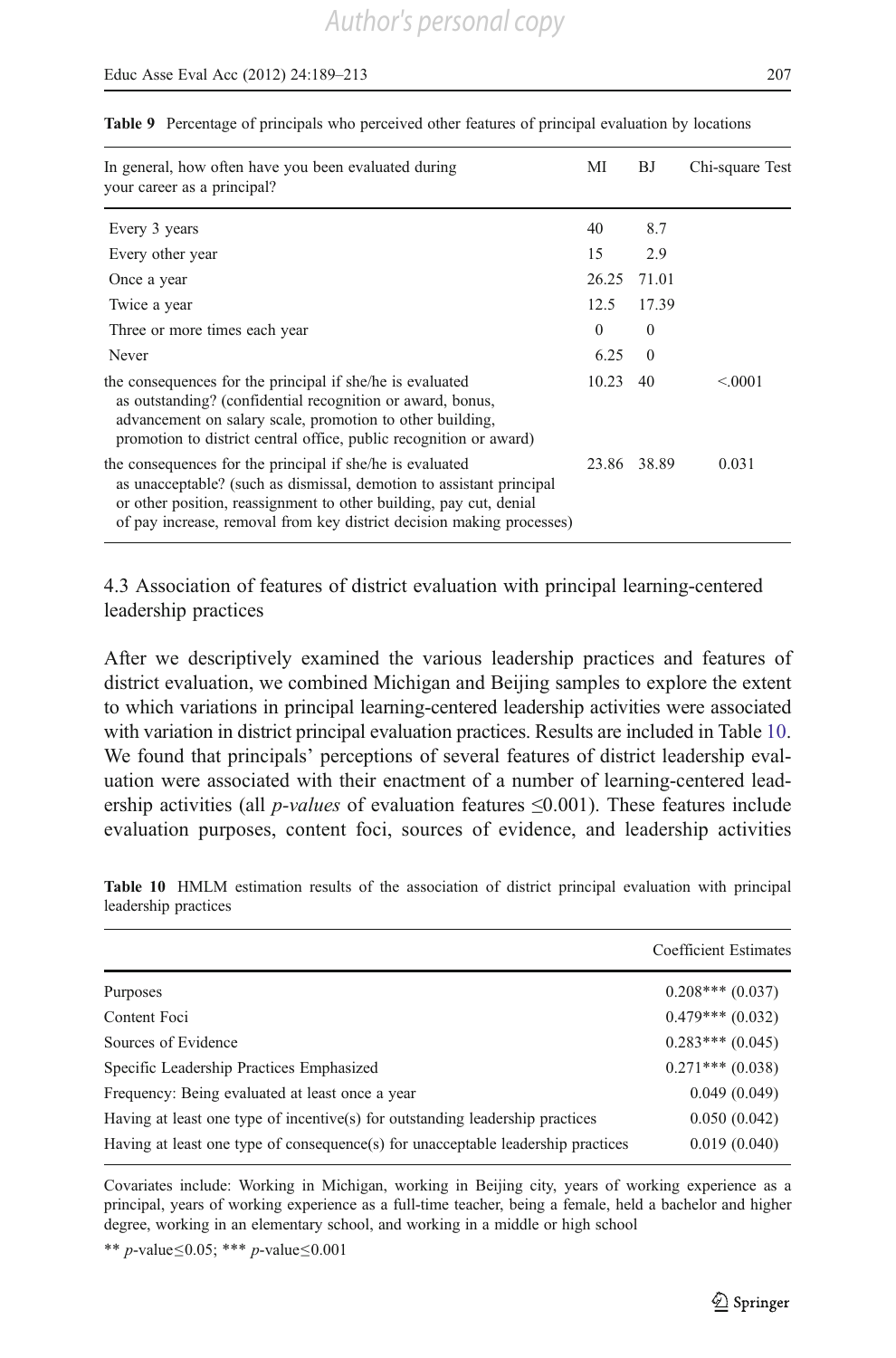**Table 9** Percentage of principals who perceived other features of principal evaluation by locations

| In general, how often have you been evaluated during your career as a principal? | MI | BJ | Chi-square Test |
|---|---|---|---|
| Every 3 years | 40 | 8.7 | |
| Every other year | 15 | 2.9 | |
| Once a year | 26.25 | 71.01 | |
| Twice a year | 12.5 | 17.39 | |
| Three or more times each year | 0 | 0 | |
| Never | 6.25 | 0 | |
| the consequences for the principal if she/he is evaluated as outstanding? (confidential recognition or award, bonus, advancement on salary scale, promotion to other building, promotion to district central office, public recognition or award) | 10.23 | 40 | <.0001 |
| the consequences for the principal if she/he is evaluated as unacceptable? (such as dismissal, demotion to assistant principal or other position, reassignment to other building, pay cut, denial of pay increase, removal from key district decision making processes) | 23.86 | 38.89 | 0.031 |

## 4.3 Association of features of district evaluation with principal learning-centered leadership practices

After we descriptively examined the various leadership practices and features of district evaluation, we combined Michigan and Beijing samples to explore the extent to which variations in principal learning-centered leadership activities were associated with variation in district principal evaluation practices. Results are included in Table 10. We found that principals' perceptions of several features of district leadership evaluation were associated with their enactment of a number of learning-centered leadership activities (all *p-values* of evaluation features ≤0.001). These features include evaluation purposes, content foci, sources of evidence, and leadership activities

**Table 10** HMLM estimation results of the association of district principal evaluation with principal leadership practices

| | Coefficient Estimates |
|---|---|
| Purposes | 0.208*** (0.037) |
| Content Foci | 0.479*** (0.032) |
| Sources of Evidence | 0.283*** (0.045) |
| Specific Leadership Practices Emphasized | 0.271*** (0.038) |
| Frequency: Being evaluated at least once a year | 0.049 (0.049) |
| Having at least one type of incentive(s) for outstanding leadership practices | 0.050 (0.042) |
| Having at least one type of consequence(s) for unacceptable leadership practices | 0.019 (0.040) |

Covariates include: Working in Michigan, working in Beijing city, years of working experience as a principal, years of working experience as a full-time teacher, being a female, held a bachelor and higher degree, working in an elementary school, and working in a middle or high school

** *p*-value≤0.05; *** *p*-value≤0.001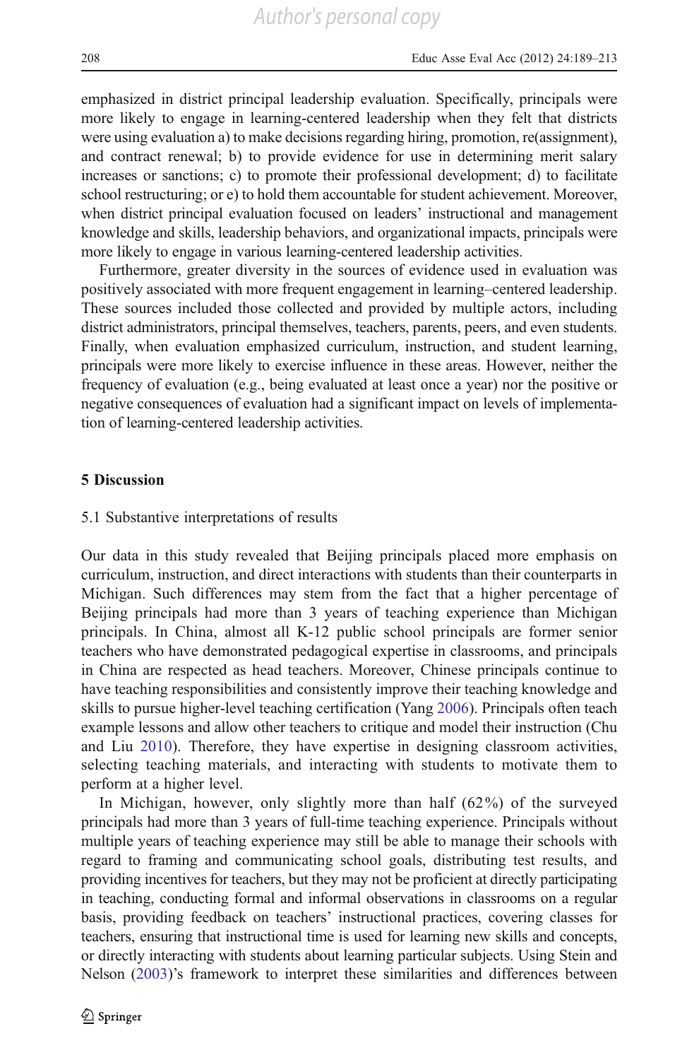emphasized in district principal leadership evaluation. Specifically, principals were more likely to engage in learning-centered leadership when they felt that districts were using evaluation a) to make decisions regarding hiring, promotion, re(assignment), and contract renewal; b) to provide evidence for use in determining merit salary increases or sanctions; c) to promote their professional development; d) to facilitate school restructuring; or e) to hold them accountable for student achievement. Moreover, when district principal evaluation focused on leaders' instructional and management knowledge and skills, leadership behaviors, and organizational impacts, principals were more likely to engage in various learning-centered leadership activities.

Furthermore, greater diversity in the sources of evidence used in evaluation was positively associated with more frequent engagement in learning–centered leadership. These sources included those collected and provided by multiple actors, including district administrators, principal themselves, teachers, parents, peers, and even students. Finally, when evaluation emphasized curriculum, instruction, and student learning, principals were more likely to exercise influence in these areas. However, neither the frequency of evaluation (e.g., being evaluated at least once a year) nor the positive or negative consequences of evaluation had a significant impact on levels of implementation of learning-centered leadership activities.

## 5 Discussion

### 5.1 Substantive interpretations of results

Our data in this study revealed that Beijing principals placed more emphasis on curriculum, instruction, and direct interactions with students than their counterparts in Michigan. Such differences may stem from the fact that a higher percentage of Beijing principals had more than 3 years of teaching experience than Michigan principals. In China, almost all K-12 public school principals are former senior teachers who have demonstrated pedagogical expertise in classrooms, and principals in China are respected as head teachers. Moreover, Chinese principals continue to have teaching responsibilities and consistently improve their teaching knowledge and skills to pursue higher-level teaching certification (Yang 2006). Principals often teach example lessons and allow other teachers to critique and model their instruction (Chu and Liu 2010). Therefore, they have expertise in designing classroom activities, selecting teaching materials, and interacting with students to motivate them to perform at a higher level.

In Michigan, however, only slightly more than half (62%) of the surveyed principals had more than 3 years of full-time teaching experience. Principals without multiple years of teaching experience may still be able to manage their schools with regard to framing and communicating school goals, distributing test results, and providing incentives for teachers, but they may not be proficient at directly participating in teaching, conducting formal and informal observations in classrooms on a regular basis, providing feedback on teachers' instructional practices, covering classes for teachers, ensuring that instructional time is used for learning new skills and concepts, or directly interacting with students about learning particular subjects. Using Stein and Nelson (2003)'s framework to interpret these similarities and differences between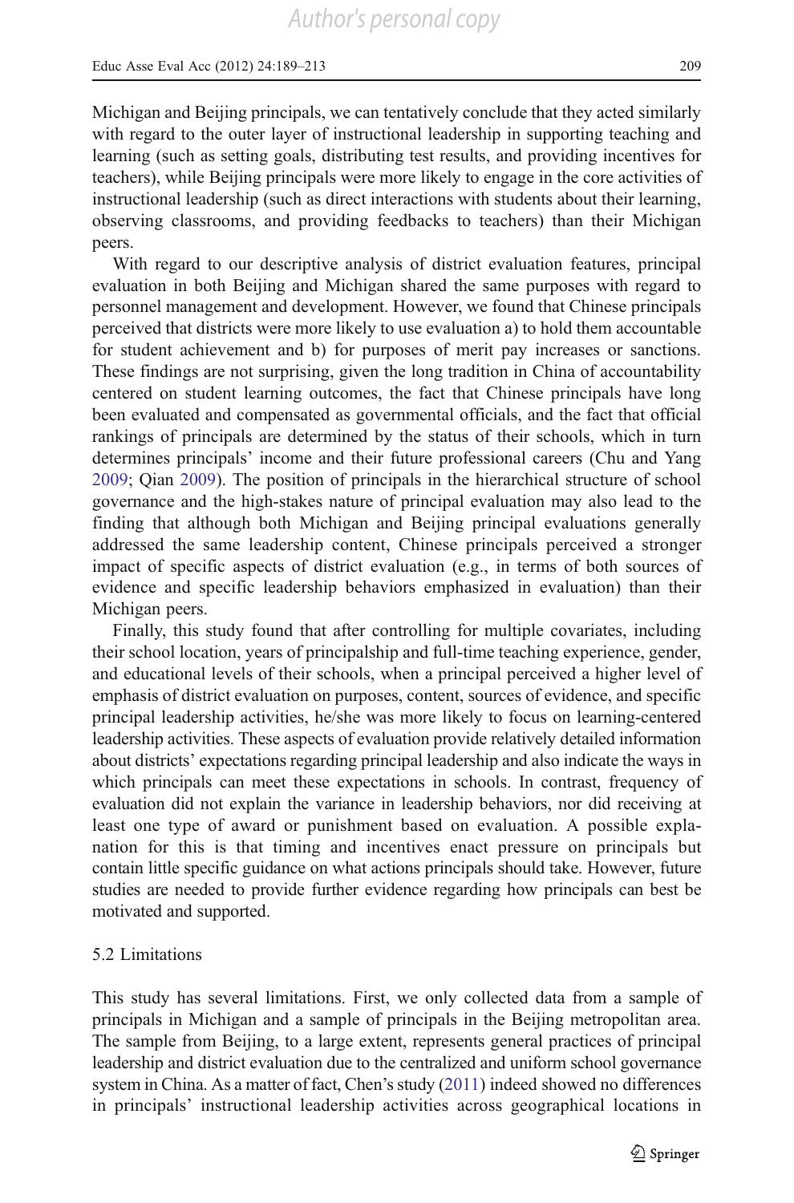Michigan and Beijing principals, we can tentatively conclude that they acted similarly with regard to the outer layer of instructional leadership in supporting teaching and learning (such as setting goals, distributing test results, and providing incentives for teachers), while Beijing principals were more likely to engage in the core activities of instructional leadership (such as direct interactions with students about their learning, observing classrooms, and providing feedbacks to teachers) than their Michigan peers.

With regard to our descriptive analysis of district evaluation features, principal evaluation in both Beijing and Michigan shared the same purposes with regard to personnel management and development. However, we found that Chinese principals perceived that districts were more likely to use evaluation a) to hold them accountable for student achievement and b) for purposes of merit pay increases or sanctions. These findings are not surprising, given the long tradition in China of accountability centered on student learning outcomes, the fact that Chinese principals have long been evaluated and compensated as governmental officials, and the fact that official rankings of principals are determined by the status of their schools, which in turn determines principals' income and their future professional careers (Chu and Yang 2009; Qian 2009). The position of principals in the hierarchical structure of school governance and the high-stakes nature of principal evaluation may also lead to the finding that although both Michigan and Beijing principal evaluations generally addressed the same leadership content, Chinese principals perceived a stronger impact of specific aspects of district evaluation (e.g., in terms of both sources of evidence and specific leadership behaviors emphasized in evaluation) than their Michigan peers.

Finally, this study found that after controlling for multiple covariates, including their school location, years of principalship and full-time teaching experience, gender, and educational levels of their schools, when a principal perceived a higher level of emphasis of district evaluation on purposes, content, sources of evidence, and specific principal leadership activities, he/she was more likely to focus on learning-centered leadership activities. These aspects of evaluation provide relatively detailed information about districts' expectations regarding principal leadership and also indicate the ways in which principals can meet these expectations in schools. In contrast, frequency of evaluation did not explain the variance in leadership behaviors, nor did receiving at least one type of award or punishment based on evaluation. A possible explanation for this is that timing and incentives enact pressure on principals but contain little specific guidance on what actions principals should take. However, future studies are needed to provide further evidence regarding how principals can best be motivated and supported.

### 5.2 Limitations

This study has several limitations. First, we only collected data from a sample of principals in Michigan and a sample of principals in the Beijing metropolitan area. The sample from Beijing, to a large extent, represents general practices of principal leadership and district evaluation due to the centralized and uniform school governance system in China. As a matter of fact, Chen's study (2011) indeed showed no differences in principals' instructional leadership activities across geographical locations in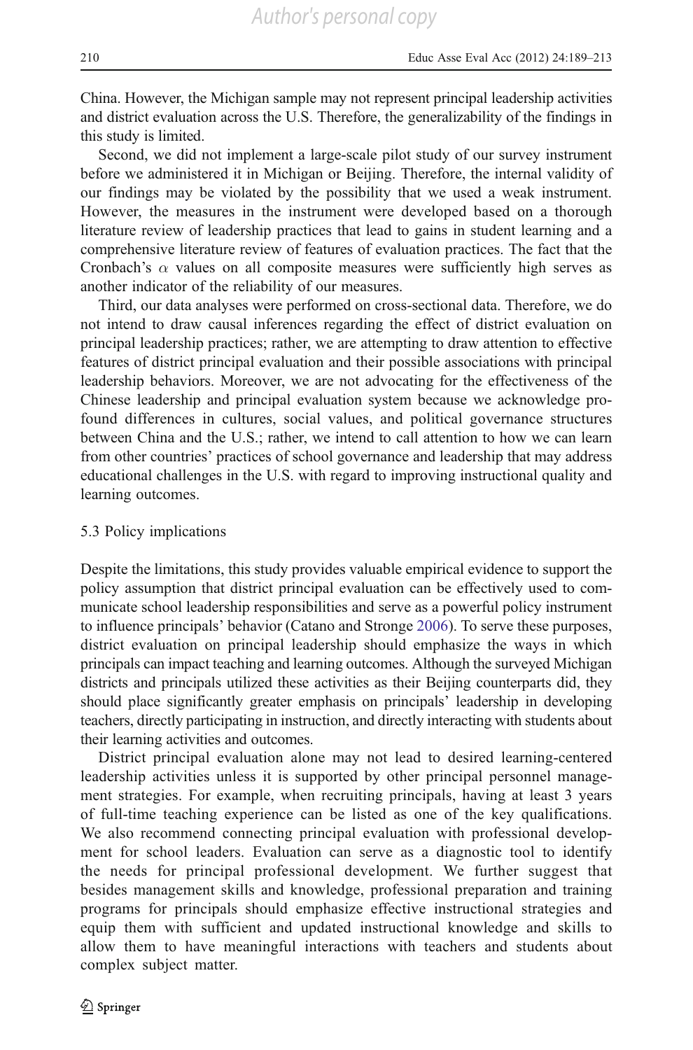China. However, the Michigan sample may not represent principal leadership activities and district evaluation across the U.S. Therefore, the generalizability of the findings in this study is limited.

Second, we did not implement a large-scale pilot study of our survey instrument before we administered it in Michigan or Beijing. Therefore, the internal validity of our findings may be violated by the possibility that we used a weak instrument. However, the measures in the instrument were developed based on a thorough literature review of leadership practices that lead to gains in student learning and a comprehensive literature review of features of evaluation practices. The fact that the Cronbach's $\alpha$ values on all composite measures were sufficiently high serves as another indicator of the reliability of our measures.

Third, our data analyses were performed on cross-sectional data. Therefore, we do not intend to draw causal inferences regarding the effect of district evaluation on principal leadership practices; rather, we are attempting to draw attention to effective features of district principal evaluation and their possible associations with principal leadership behaviors. Moreover, we are not advocating for the effectiveness of the Chinese leadership and principal evaluation system because we acknowledge profound differences in cultures, social values, and political governance structures between China and the U.S.; rather, we intend to call attention to how we can learn from other countries' practices of school governance and leadership that may address educational challenges in the U.S. with regard to improving instructional quality and learning outcomes.

### 5.3 Policy implications

Despite the limitations, this study provides valuable empirical evidence to support the policy assumption that district principal evaluation can be effectively used to communicate school leadership responsibilities and serve as a powerful policy instrument to influence principals' behavior (Catano and Stronge 2006). To serve these purposes, district evaluation on principal leadership should emphasize the ways in which principals can impact teaching and learning outcomes. Although the surveyed Michigan districts and principals utilized these activities as their Beijing counterparts did, they should place significantly greater emphasis on principals' leadership in developing teachers, directly participating in instruction, and directly interacting with students about their learning activities and outcomes.

District principal evaluation alone may not lead to desired learning-centered leadership activities unless it is supported by other principal personnel management strategies. For example, when recruiting principals, having at least 3 years of full-time teaching experience can be listed as one of the key qualifications. We also recommend connecting principal evaluation with professional development for school leaders. Evaluation can serve as a diagnostic tool to identify the needs for principal professional development. We further suggest that besides management skills and knowledge, professional preparation and training programs for principals should emphasize effective instructional strategies and equip them with sufficient and updated instructional knowledge and skills to allow them to have meaningful interactions with teachers and students about complex subject matter.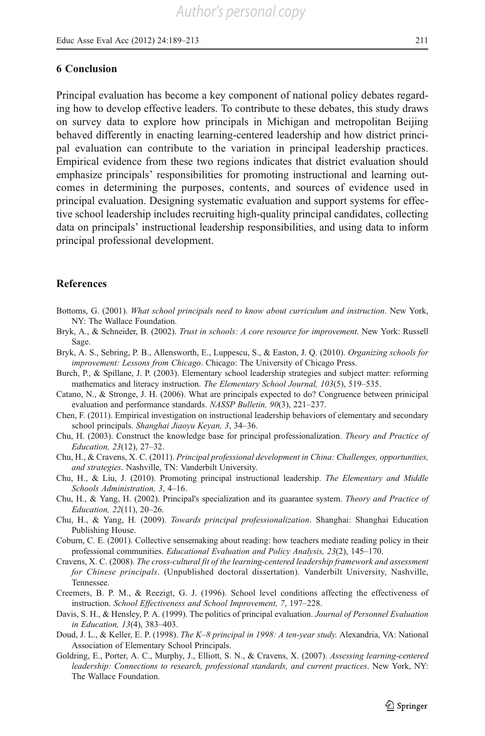## 6 Conclusion

Principal evaluation has become a key component of national policy debates regarding how to develop effective leaders. To contribute to these debates, this study draws on survey data to explore how principals in Michigan and metropolitan Beijing behaved differently in enacting learning-centered leadership and how district principal evaluation can contribute to the variation in principal leadership practices. Empirical evidence from these two regions indicates that district evaluation should emphasize principals' responsibilities for promoting instructional and learning outcomes in determining the purposes, contents, and sources of evidence used in principal evaluation. Designing systematic evaluation and support systems for effective school leadership includes recruiting high-quality principal candidates, collecting data on principals' instructional leadership responsibilities, and using data to inform principal professional development.

## References

Bottoms, G. (2001). *What school principals need to know about curriculum and instruction*. New York, NY: The Wallace Foundation.

Bryk, A., & Schneider, B. (2002). *Trust in schools: A core resource for improvement*. New York: Russell Sage.

Bryk, A. S., Sebring, P. B., Allensworth, E., Luppescu, S., & Easton, J. Q. (2010). *Organizing schools for improvement: Lessons from Chicago*. Chicago: The University of Chicago Press.

Burch, P., & Spillane, J. P. (2003). Elementary school leadership strategies and subject matter: reforming mathematics and literacy instruction. *The Elementary School Journal, 103*(5), 519–535.

Catano, N., & Stronge, J. H. (2006). What are principals expected to do? Congruence between prinicipal evaluation and performance standards. *NASSP Bulletin, 90*(3), 221–237.

Chen, F. (2011). Empirical investigation on instructional leadership behaviors of elementary and secondary school principals. *Shanghai Jiaoyu Keyan, 3*, 34–36.

Chu, H. (2003). Construct the knowledge base for principal professionalization. *Theory and Practice of Education, 23*(12), 27–32.

Chu, H., & Cravens, X. C. (2011). *Principal professional development in China: Challenges, opportunities, and strategies*. Nashville, TN: Vanderbilt University.

Chu, H., & Liu, J. (2010). Promoting principal instructional leadership. *The Elementary and Middle Schools Administration, 3*, 4–16.

Chu, H., & Yang, H. (2002). Principal's specialization and its guarantee system. *Theory and Practice of Education, 22*(11), 20–26.

Chu, H., & Yang, H. (2009). *Towards principal professionalization*. Shanghai: Shanghai Education Publishing House.

Coburn, C. E. (2001). Collective sensemaking about reading: how teachers mediate reading policy in their professional communities. *Educational Evaluation and Policy Analysis, 23*(2), 145–170.

Cravens, X. C. (2008). *The cross-cultural fit of the learning-centered leadership framework and assessment for Chinese principals*. (Unpublished doctoral dissertation). Vanderbilt University, Nashville, Tennessee.

Creemers, B. P. M., & Reezigt, G. J. (1996). School level conditions affecting the effectiveness of instruction. *School Effectiveness and School Improvement, 7*, 197–228.

Davis, S. H., & Hensley, P. A. (1999). The politics of principal evaluation. *Journal of Personnel Evaluation in Education, 13*(4), 383–403.

Doud, J. L., & Keller, E. P. (1998). *The K–8 principal in 1998: A ten-year study*. Alexandria, VA: National Association of Elementary School Principals.

Goldring, E., Porter, A. C., Murphy, J., Elliott, S. N., & Cravens, X. (2007). *Assessing learning-centered leadership: Connections to research, professional standards, and current practices*. New York, NY: The Wallace Foundation.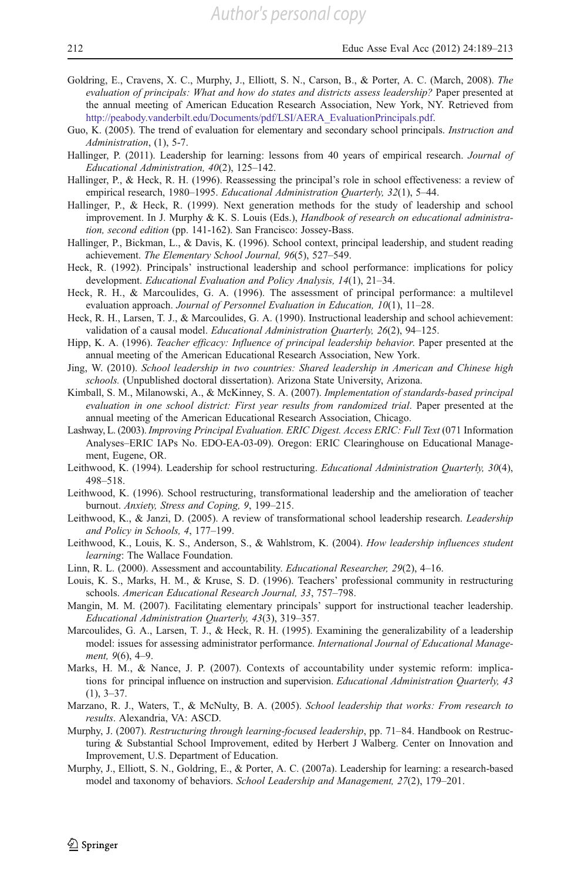Goldring, E., Cravens, X. C., Murphy, J., Elliott, S. N., Carson, B., & Porter, A. C. (March, 2008). *The evaluation of principals: What and how do states and districts assess leadership?* Paper presented at the annual meeting of American Education Research Association, New York, NY. Retrieved from http://peabody.vanderbilt.edu/Documents/pdf/LSI/AERA_EvaluationPrincipals.pdf.

Guo, K. (2005). The trend of evaluation for elementary and secondary school principals. *Instruction and Administration*, (1), 5-7.

Hallinger, P. (2011). Leadership for learning: lessons from 40 years of empirical research. *Journal of Educational Administration, 40*(2), 125–142.

Hallinger, P., & Heck, R. H. (1996). Reassessing the principal's role in school effectiveness: a review of empirical research, 1980–1995. *Educational Administration Quarterly, 32*(1), 5–44.

Hallinger, P., & Heck, R. (1999). Next generation methods for the study of leadership and school improvement. In J. Murphy & K. S. Louis (Eds.), *Handbook of research on educational administration, second edition* (pp. 141-162). San Francisco: Jossey-Bass.

Hallinger, P., Bickman, L., & Davis, K. (1996). School context, principal leadership, and student reading achievement. *The Elementary School Journal, 96*(5), 527–549.

Heck, R. (1992). Principals' instructional leadership and school performance: implications for policy development. *Educational Evaluation and Policy Analysis, 14*(1), 21–34.

Heck, R. H., & Marcoulides, G. A. (1996). The assessment of principal performance: a multilevel evaluation approach. *Journal of Personnel Evaluation in Education, 10*(1), 11–28.

Heck, R. H., Larsen, T. J., & Marcoulides, G. A. (1990). Instructional leadership and school achievement: validation of a causal model. *Educational Administration Quarterly, 26*(2), 94–125.

Hipp, K. A. (1996). *Teacher efficacy: Influence of principal leadership behavior*. Paper presented at the annual meeting of the American Educational Research Association, New York.

Jing, W. (2010). *School leadership in two countries: Shared leadership in American and Chinese high schools.* (Unpublished doctoral dissertation). Arizona State University, Arizona.

Kimball, S. M., Milanowski, A., & McKinney, S. A. (2007). *Implementation of standards-based principal evaluation in one school district: First year results from randomized trial*. Paper presented at the annual meeting of the American Educational Research Association, Chicago.

Lashway, L. (2003). *Improving Principal Evaluation. ERIC Digest. Access ERIC: Full Text* (071 Information Analyses–ERIC IAPs No. EDO-EA-03-09). Oregon: ERIC Clearinghouse on Educational Management, Eugene, OR.

Leithwood, K. (1994). Leadership for school restructuring. *Educational Administration Quarterly, 30*(4), 498–518.

Leithwood, K. (1996). School restructuring, transformational leadership and the amelioration of teacher burnout. *Anxiety, Stress and Coping, 9*, 199–215.

Leithwood, K., & Janzi, D. (2005). A review of transformational school leadership research. *Leadership and Policy in Schools, 4*, 177–199.

Leithwood, K., Louis, K. S., Anderson, S., & Wahlstrom, K. (2004). *How leadership influences student learning*: The Wallace Foundation.

Linn, R. L. (2000). Assessment and accountability. *Educational Researcher, 29*(2), 4–16.

Louis, K. S., Marks, H. M., & Kruse, S. D. (1996). Teachers' professional community in restructuring schools. *American Educational Research Journal, 33*, 757–798.

Mangin, M. M. (2007). Facilitating elementary principals' support for instructional teacher leadership. *Educational Administration Quarterly, 43*(3), 319–357.

Marcoulides, G. A., Larsen, T. J., & Heck, R. H. (1995). Examining the generalizability of a leadership model: issues for assessing administrator performance. *International Journal of Educational Management, 9*(6), 4–9.

Marks, H. M., & Nance, J. P. (2007). Contexts of accountability under systemic reform: implications for principal influence on instruction and supervision. *Educational Administration Quarterly, 43* (1), 3–37.

Marzano, R. J., Waters, T., & McNulty, B. A. (2005). *School leadership that works: From research to results*. Alexandria, VA: ASCD.

Murphy, J. (2007). *Restructuring through learning-focused leadership*, pp. 71–84. Handbook on Restructuring & Substantial School Improvement, edited by Herbert J Walberg. Center on Innovation and Improvement, U.S. Department of Education.

Murphy, J., Elliott, S. N., Goldring, E., & Porter, A. C. (2007a). Leadership for learning: a research-based model and taxonomy of behaviors. *School Leadership and Management, 27*(2), 179–201.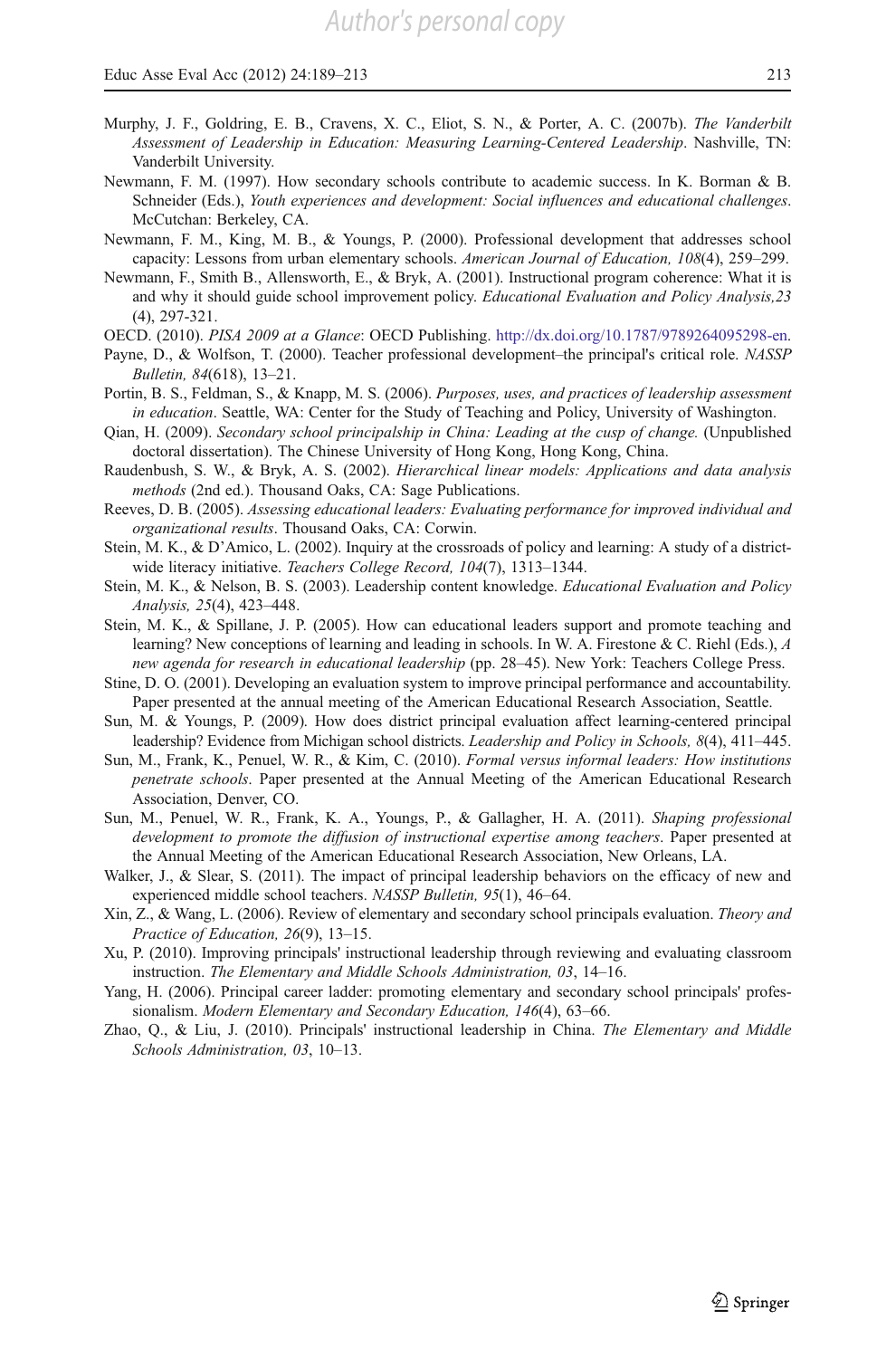Murphy, J. F., Goldring, E. B., Cravens, X. C., Eliot, S. N., & Porter, A. C. (2007b). *The Vanderbilt Assessment of Leadership in Education: Measuring Learning-Centered Leadership*. Nashville, TN: Vanderbilt University.

Newmann, F. M. (1997). How secondary schools contribute to academic success. In K. Borman & B. Schneider (Eds.), *Youth experiences and development: Social influences and educational challenges*. McCutchan: Berkeley, CA.

Newmann, F. M., King, M. B., & Youngs, P. (2000). Professional development that addresses school capacity: Lessons from urban elementary schools. *American Journal of Education, 108*(4), 259–299.

Newmann, F., Smith B., Allensworth, E., & Bryk, A. (2001). Instructional program coherence: What it is and why it should guide school improvement policy. *Educational Evaluation and Policy Analysis,23* (4), 297-321.

OECD. (2010). *PISA 2009 at a Glance*: OECD Publishing. http://dx.doi.org/10.1787/9789264095298-en.

Payne, D., & Wolfson, T. (2000). Teacher professional development–the principal's critical role. *NASSP Bulletin, 84*(618), 13–21.

Portin, B. S., Feldman, S., & Knapp, M. S. (2006). *Purposes, uses, and practices of leadership assessment in education*. Seattle, WA: Center for the Study of Teaching and Policy, University of Washington.

Qian, H. (2009). *Secondary school principalship in China: Leading at the cusp of change.* (Unpublished doctoral dissertation). The Chinese University of Hong Kong, Hong Kong, China.

Raudenbush, S. W., & Bryk, A. S. (2002). *Hierarchical linear models: Applications and data analysis methods* (2nd ed.). Thousand Oaks, CA: Sage Publications.

Reeves, D. B. (2005). *Assessing educational leaders: Evaluating performance for improved individual and organizational results*. Thousand Oaks, CA: Corwin.

Stein, M. K., & D'Amico, L. (2002). Inquiry at the crossroads of policy and learning: A study of a district-wide literacy initiative. *Teachers College Record, 104*(7), 1313–1344.

Stein, M. K., & Nelson, B. S. (2003). Leadership content knowledge. *Educational Evaluation and Policy Analysis, 25*(4), 423–448.

Stein, M. K., & Spillane, J. P. (2005). How can educational leaders support and promote teaching and learning? New conceptions of learning and leading in schools. In W. A. Firestone & C. Riehl (Eds.), *A new agenda for research in educational leadership* (pp. 28–45). New York: Teachers College Press.

Stine, D. O. (2001). Developing an evaluation system to improve principal performance and accountability. Paper presented at the annual meeting of the American Educational Research Association, Seattle.

Sun, M. & Youngs, P. (2009). How does district principal evaluation affect learning-centered principal leadership? Evidence from Michigan school districts. *Leadership and Policy in Schools, 8*(4), 411–445.

Sun, M., Frank, K., Penuel, W. R., & Kim, C. (2010). *Formal versus informal leaders: How institutions penetrate schools*. Paper presented at the Annual Meeting of the American Educational Research Association, Denver, CO.

Sun, M., Penuel, W. R., Frank, K. A., Youngs, P., & Gallagher, H. A. (2011). *Shaping professional development to promote the diffusion of instructional expertise among teachers*. Paper presented at the Annual Meeting of the American Educational Research Association, New Orleans, LA.

Walker, J., & Slear, S. (2011). The impact of principal leadership behaviors on the efficacy of new and experienced middle school teachers. *NASSP Bulletin, 95*(1), 46–64.

Xin, Z., & Wang, L. (2006). Review of elementary and secondary school principals evaluation. *Theory and Practice of Education, 26*(9), 13–15.

Xu, P. (2010). Improving principals' instructional leadership through reviewing and evaluating classroom instruction. *The Elementary and Middle Schools Administration, 03*, 14–16.

Yang, H. (2006). Principal career ladder: promoting elementary and secondary school principals' professionalism. *Modern Elementary and Secondary Education, 146*(4), 63–66.

Zhao, Q., & Liu, J. (2010). Principals' instructional leadership in China. *The Elementary and Middle Schools Administration, 03*, 10–13.